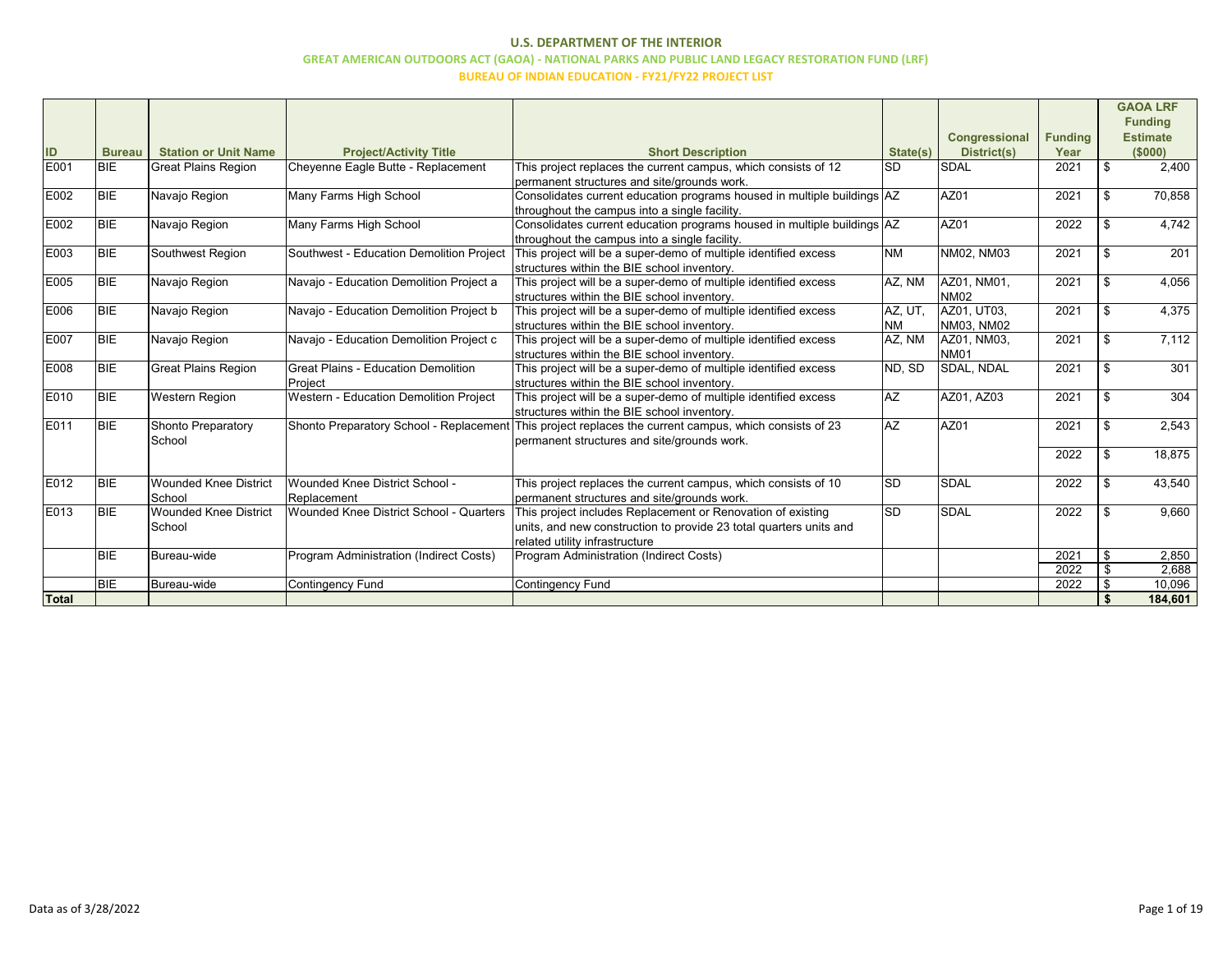# U.S. DEPARTMENT OF THE INTERIOR

## GREAT AMERICAN OUTDOORS ACT (GAOA) - NATIONAL PARKS AND PUBLIC LAND LEGACY RESTORATION FUND (LRF)

### BUREAU OF INDIAN EDUCATION - FY21/FY22 PROJECT LIST

| ID | Bureau | Station or Unit Name | Project/Activity Title | Short Description | State(s) | Congressional District(s) | Funding Year | GAOA LRF Funding Estimate ($000) |
|---|---|---|---|---|---|---|---|---|
| E001 | BIE | Great Plains Region | Cheyenne Eagle Butte - Replacement | This project replaces the current campus, which consists of 12 permanent structures and site/grounds work. | SD | SDAL | 2021 | $ 2,400 |
| E002 | BIE | Navajo Region | Many Farms High School | Consolidates current education programs housed in multiple buildings throughout the campus into a single facility. | AZ | AZ01 | 2021 | $ 70,858 |
| E002 | BIE | Navajo Region | Many Farms High School | Consolidates current education programs housed in multiple buildings throughout the campus into a single facility. | AZ | AZ01 | 2022 | $ 4,742 |
| E003 | BIE | Southwest Region | Southwest - Education Demolition Project | This project will be a super-demo of multiple identified excess structures within the BIE school inventory. | NM | NM02, NM03 | 2021 | $ 201 |
| E005 | BIE | Navajo Region | Navajo - Education Demolition Project a | This project will be a super-demo of multiple identified excess structures within the BIE school inventory. | AZ, NM | AZ01, NM01, NM02 | 2021 | $ 4,056 |
| E006 | BIE | Navajo Region | Navajo - Education Demolition Project b | This project will be a super-demo of multiple identified excess structures within the BIE school inventory. | AZ, UT, NM | AZ01, UT03, NM03, NM02 | 2021 | $ 4,375 |
| E007 | BIE | Navajo Region | Navajo - Education Demolition Project c | This project will be a super-demo of multiple identified excess structures within the BIE school inventory. | AZ, NM | AZ01, NM03, NM01 | 2021 | $ 7,112 |
| E008 | BIE | Great Plains Region | Great Plains - Education Demolition Project | This project will be a super-demo of multiple identified excess structures within the BIE school inventory. | ND, SD | SDAL, NDAL | 2021 | $ 301 |
| E010 | BIE | Western Region | Western - Education Demolition Project | This project will be a super-demo of multiple identified excess structures within the BIE school inventory. | AZ | AZ01, AZ03 | 2021 | $ 304 |
| E011 | BIE | Shonto Preparatory School | Shonto Preparatory School - Replacement | This project replaces the current campus, which consists of 23 permanent structures and site/grounds work. | AZ | AZ01 | 2021 | $ 2,543 |
| | | | | | | | 2022 | $ 18,875 |
| E012 | BIE | Wounded Knee District School | Wounded Knee District School - Replacement | This project replaces the current campus, which consists of 10 permanent structures and site/grounds work. | SD | SDAL | 2022 | $ 43,540 |
| E013 | BIE | Wounded Knee District School | Wounded Knee District School - Quarters | This project includes Replacement or Renovation of existing units, and new construction to provide 23 total quarters units and related utility infrastructure | SD | SDAL | 2022 | $ 9,660 |
| | BIE | Bureau-wide | Program Administration (Indirect Costs) | Program Administration (Indirect Costs) | | | 2021 | $ 2,850 |
| | | | | | | | 2022 | $ 2,688 |
| | BIE | Bureau-wide | Contingency Fund | Contingency Fund | | | 2022 | $ 10,096 |
| **Total** | | | | | | | | **$ 184,601** |

Data as of 3/28/2022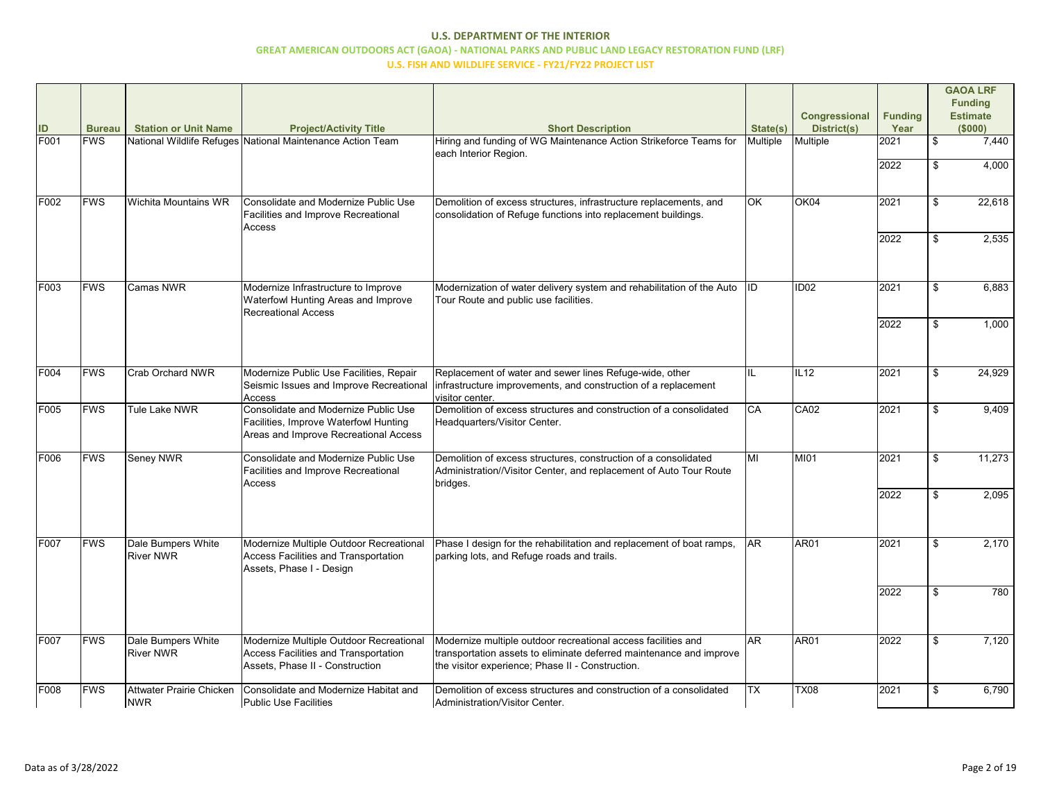# U.S. DEPARTMENT OF THE INTERIOR

## GREAT AMERICAN OUTDOORS ACT (GAOA) - NATIONAL PARKS AND PUBLIC LAND LEGACY RESTORATION FUND (LRF)

### U.S. FISH AND WILDLIFE SERVICE - FY21/FY22 PROJECT LIST

| ID | Bureau | Station or Unit Name | Project/Activity Title | Short Description | State(s) | Congressional District(s) | Funding Year | GAOA LRF Funding Estimate ($000) |
|---|---|---|---|---|---|---|---|---|
| F001 | FWS | National Wildlife Refuges | National Maintenance Action Team | Hiring and funding of WG Maintenance Action Strikeforce Teams for each Interior Region. | Multiple | Multiple | 2021 | $ 7,440 |
| | | | | | | | 2022 | $ 4,000 |
| F002 | FWS | Wichita Mountains WR | Consolidate and Modernize Public Use Facilities and Improve Recreational Access | Demolition of excess structures, infrastructure replacements, and consolidation of Refuge functions into replacement buildings. | OK | OK04 | 2021 | $ 22,618 |
| | | | | | | | 2022 | $ 2,535 |
| F003 | FWS | Camas NWR | Modernize Infrastructure to Improve Waterfowl Hunting Areas and Improve Recreational Access | Modernization of water delivery system and rehabilitation of the Auto Tour Route and public use facilities. | ID | ID02 | 2021 | $ 6,883 |
| | | | | | | | 2022 | $ 1,000 |
| F004 | FWS | Crab Orchard NWR | Modernize Public Use Facilities, Repair Seismic Issues and Improve Recreational Access | Replacement of water and sewer lines Refuge-wide, other infrastructure improvements, and construction of a replacement visitor center. | IL | IL12 | 2021 | $ 24,929 |
| F005 | FWS | Tule Lake NWR | Consolidate and Modernize Public Use Facilities, Improve Waterfowl Hunting Areas and Improve Recreational Access | Demolition of excess structures and construction of a consolidated Headquarters/Visitor Center. | CA | CA02 | 2021 | $ 9,409 |
| F006 | FWS | Seney NWR | Consolidate and Modernize Public Use Facilities and Improve Recreational Access | Demolition of excess structures, construction of a consolidated Administration//Visitor Center, and replacement of Auto Tour Route bridges. | MI | MI01 | 2021 | $ 11,273 |
| | | | | | | | 2022 | $ 2,095 |
| F007 | FWS | Dale Bumpers White River NWR | Modernize Multiple Outdoor Recreational Access Facilities and Transportation Assets, Phase I - Design | Phase I design for the rehabilitation and replacement of boat ramps, parking lots, and Refuge roads and trails. | AR | AR01 | 2021 | $ 2,170 |
| | | | | | | | 2022 | $ 780 |
| F007 | FWS | Dale Bumpers White River NWR | Modernize Multiple Outdoor Recreational Access Facilities and Transportation Assets, Phase II - Construction | Modernize multiple outdoor recreational access facilities and transportation assets to eliminate deferred maintenance and improve the visitor experience; Phase II - Construction. | AR | AR01 | 2022 | $ 7,120 |
| F008 | FWS | Attwater Prairie Chicken NWR | Consolidate and Modernize Habitat and Public Use Facilities | Demolition of excess structures and construction of a consolidated Administration/Visitor Center. | TX | TX08 | 2021 | $ 6,790 |

Data as of 3/28/2022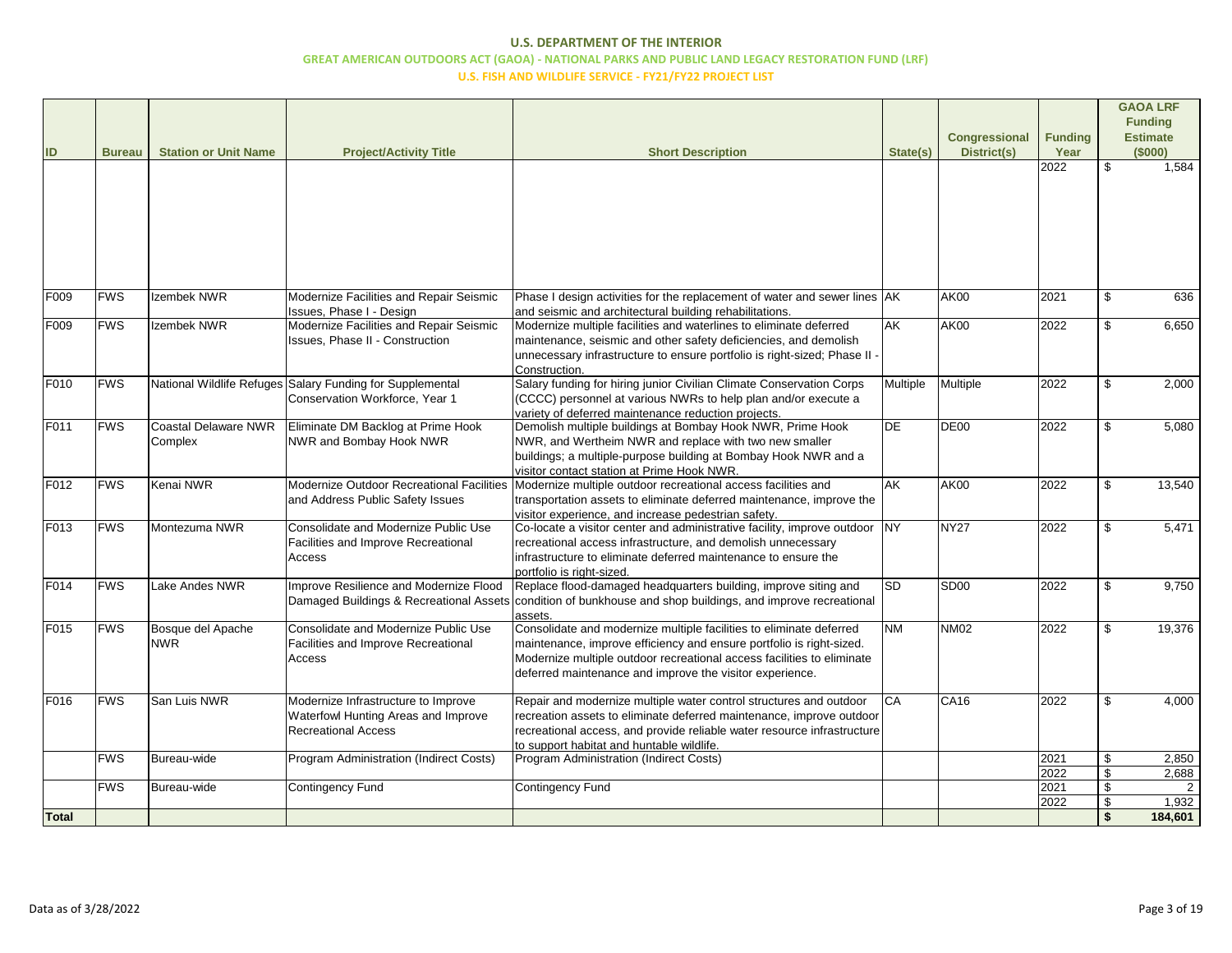# U.S. DEPARTMENT OF THE INTERIOR

## GREAT AMERICAN OUTDOORS ACT (GAOA) - NATIONAL PARKS AND PUBLIC LAND LEGACY RESTORATION FUND (LRF)

### U.S. FISH AND WILDLIFE SERVICE - FY21/FY22 PROJECT LIST

| ID | Bureau | Station or Unit Name | Project/Activity Title | Short Description | State(s) | Congressional District(s) | Funding Year | GAOA LRF Funding Estimate ($000) |
|---|---|---|---|---|---|---|---|---|
| | | | | | | | 2022 | $ 1,584 |
| F009 | FWS | Izembek NWR | Modernize Facilities and Repair Seismic Issues, Phase I - Design | Phase I design activities for the replacement of water and sewer lines and seismic and architectural building rehabilitations. | AK | AK00 | 2021 | $ 636 |
| F009 | FWS | Izembek NWR | Modernize Facilities and Repair Seismic Issues, Phase II - Construction | Modernize multiple facilities and waterlines to eliminate deferred maintenance, seismic and other safety deficiencies, and demolish unnecessary infrastructure to ensure portfolio is right-sized; Phase II - Construction. | AK | AK00 | 2022 | $ 6,650 |
| F010 | FWS | National Wildlife Refuges | Salary Funding for Supplemental Conservation Workforce, Year 1 | Salary funding for hiring junior Civilian Climate Conservation Corps (CCCC) personnel at various NWRs to help plan and/or execute a variety of deferred maintenance reduction projects. | Multiple | Multiple | 2022 | $ 2,000 |
| F011 | FWS | Coastal Delaware NWR Complex | Eliminate DM Backlog at Prime Hook NWR and Bombay Hook NWR | Demolish multiple buildings at Bombay Hook NWR, Prime Hook NWR, and Wertheim NWR and replace with two new smaller buildings; a multiple-purpose building at Bombay Hook NWR and a visitor contact station at Prime Hook NWR. | DE | DE00 | 2022 | $ 5,080 |
| F012 | FWS | Kenai NWR | Modernize Outdoor Recreational Facilities and Address Public Safety Issues | Modernize multiple outdoor recreational access facilities and transportation assets to eliminate deferred maintenance, improve the visitor experience, and increase pedestrian safety. | AK | AK00 | 2022 | $ 13,540 |
| F013 | FWS | Montezuma NWR | Consolidate and Modernize Public Use Facilities and Improve Recreational Access | Co-locate a visitor center and administrative facility, improve outdoor recreational access infrastructure, and demolish unnecessary infrastructure to eliminate deferred maintenance to ensure the portfolio is right-sized. | NY | NY27 | 2022 | $ 5,471 |
| F014 | FWS | Lake Andes NWR | Improve Resilience and Modernize Flood Damaged Buildings & Recreational Assets | Replace flood-damaged headquarters building, improve siting and condition of bunkhouse and shop buildings, and improve recreational assets. | SD | SD00 | 2022 | $ 9,750 |
| F015 | FWS | Bosque del Apache NWR | Consolidate and Modernize Public Use Facilities and Improve Recreational Access | Consolidate and modernize multiple facilities to eliminate deferred maintenance, improve efficiency and ensure portfolio is right-sized. Modernize multiple outdoor recreational access facilities to eliminate deferred maintenance and improve the visitor experience. | NM | NM02 | 2022 | $ 19,376 |
| F016 | FWS | San Luis NWR | Modernize Infrastructure to Improve Waterfowl Hunting Areas and Improve Recreational Access | Repair and modernize multiple water control structures and outdoor recreation assets to eliminate deferred maintenance, improve outdoor recreational access, and provide reliable water resource infrastructure to support habitat and huntable wildlife. | CA | CA16 | 2022 | $ 4,000 |
| | FWS | Bureau-wide | Program Administration (Indirect Costs) | Program Administration (Indirect Costs) | | | 2021 | $ 2,850 |
| | | | | | | | 2022 | $ 2,688 |
| | FWS | Bureau-wide | Contingency Fund | Contingency Fund | | | 2021 | $ 2 |
| | | | | | | | 2022 | $ 1,932 |
| **Total** | | | | | | | | **$ 184,601** |

Data as of 3/28/2022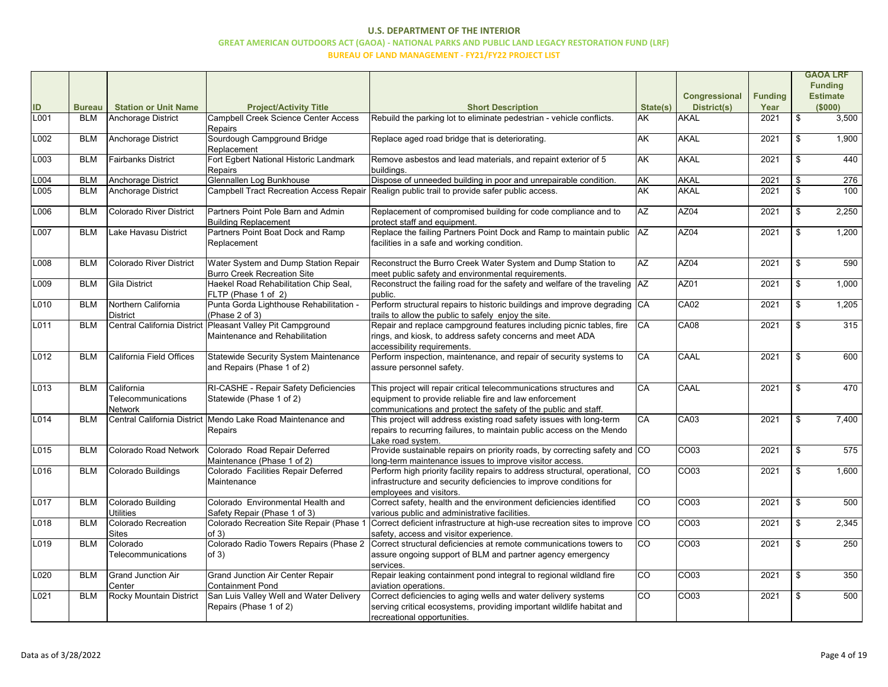# U.S. DEPARTMENT OF THE INTERIOR

## GREAT AMERICAN OUTDOORS ACT (GAOA) - NATIONAL PARKS AND PUBLIC LAND LEGACY RESTORATION FUND (LRF)

### BUREAU OF LAND MANAGEMENT - FY21/FY22 PROJECT LIST

| ID | Bureau | Station or Unit Name | Project/Activity Title | Short Description | State(s) | Congressional District(s) | Funding Year | GAOA LRF Funding Estimate ($000) |
|---|---|---|---|---|---|---|---|---|
| L001 | BLM | Anchorage District | Campbell Creek Science Center Access Repairs | Rebuild the parking lot to eliminate pedestrian - vehicle conflicts. | AK | AKAL | 2021 | $ 3,500 |
| L002 | BLM | Anchorage District | Sourdough Campground Bridge Replacement | Replace aged road bridge that is deteriorating. | AK | AKAL | 2021 | $ 1,900 |
| L003 | BLM | Fairbanks District | Fort Egbert National Historic Landmark Repairs | Remove asbestos and lead materials, and repaint exterior of 5 buildings. | AK | AKAL | 2021 | $ 440 |
| L004 | BLM | Anchorage District | Glennallen Log Bunkhouse | Dispose of unneeded building in poor and unrepairable condition. | AK | AKAL | 2021 | $ 276 |
| L005 | BLM | Anchorage District | Campbell Tract Recreation Access Repair | Realign public trail to provide safer public access. | AK | AKAL | 2021 | $ 100 |
| L006 | BLM | Colorado River District | Partners Point Pole Barn and Admin Building Replacement | Replacement of compromised building for code compliance and to protect staff and equipment. | AZ | AZ04 | 2021 | $ 2,250 |
| L007 | BLM | Lake Havasu District | Partners Point Boat Dock and Ramp Replacement | Replace the failing Partners Point Dock and Ramp to maintain public facilities in a safe and working condition. | AZ | AZ04 | 2021 | $ 1,200 |
| L008 | BLM | Colorado River District | Water System and Dump Station Repair Burro Creek Recreation Site | Reconstruct the Burro Creek Water System and Dump Station to meet public safety and environmental requirements. | AZ | AZ04 | 2021 | $ 590 |
| L009 | BLM | Gila District | Haekel Road Rehabilitation Chip Seal, FLTP (Phase 1 of 2) | Reconstruct the failing road for the safety and welfare of the traveling public. | AZ | AZ01 | 2021 | $ 1,000 |
| L010 | BLM | Northern California District | Punta Gorda Lighthouse Rehabilitation - (Phase 2 of 3) | Perform structural repairs to historic buildings and improve degrading trails to allow the public to safely enjoy the site. | CA | CA02 | 2021 | $ 1,205 |
| L011 | BLM | Central California District | Pleasant Valley Pit Campground Maintenance and Rehabilitation | Repair and replace campground features including picnic tables, fire rings, and kiosk, to address safety concerns and meet ADA accessibility requirements. | CA | CA08 | 2021 | $ 315 |
| L012 | BLM | California Field Offices | Statewide Security System Maintenance and Repairs (Phase 1 of 2) | Perform inspection, maintenance, and repair of security systems to assure personnel safety. | CA | CAAL | 2021 | $ 600 |
| L013 | BLM | California Telecommunications Network | RI-CASHE - Repair Safety Deficiencies Statewide (Phase 1 of 2) | This project will repair critical telecommunications structures and equipment to provide reliable fire and law enforcement communications and protect the safety of the public and staff. | CA | CAAL | 2021 | $ 470 |
| L014 | BLM | Central California District | Mendo Lake Road Maintenance and Repairs | This project will address existing road safety issues with long-term repairs to recurring failures, to maintain public access on the Mendo Lake road system. | CA | CA03 | 2021 | $ 7,400 |
| L015 | BLM | Colorado Road Network | Colorado Road Repair Deferred Maintenance (Phase 1 of 2) | Provide sustainable repairs on priority roads, by correcting safety and long-term maintenance issues to improve visitor access. | CO | CO03 | 2021 | $ 575 |
| L016 | BLM | Colorado Buildings | Colorado Facilities Repair Deferred Maintenance | Perform high priority facility repairs to address structural, operational, infrastructure and security deficiencies to improve conditions for employees and visitors. | CO | CO03 | 2021 | $ 1,600 |
| L017 | BLM | Colorado Building Utilities | Colorado Environmental Health and Safety Repair (Phase 1 of 3) | Correct safety, health and the environment deficiencies identified various public and administrative facilities. | CO | CO03 | 2021 | $ 500 |
| L018 | BLM | Colorado Recreation Sites | Colorado Recreation Site Repair (Phase 1 of 3) | Correct deficient infrastructure at high-use recreation sites to improve safety, access and visitor experience. | CO | CO03 | 2021 | $ 2,345 |
| L019 | BLM | Colorado Telecommunications | Colorado Radio Towers Repairs (Phase 2 of 3) | Correct structural deficiencies at remote communications towers to assure ongoing support of BLM and partner agency emergency services. | CO | CO03 | 2021 | $ 250 |
| L020 | BLM | Grand Junction Air Center | Grand Junction Air Center Repair Containment Pond | Repair leaking containment pond integral to regional wildland fire aviation operations. | CO | CO03 | 2021 | $ 350 |
| L021 | BLM | Rocky Mountain District | San Luis Valley Well and Water Delivery Repairs (Phase 1 of 2) | Correct deficiencies to aging wells and water delivery systems serving critical ecosystems, providing important wildlife habitat and recreational opportunities. | CO | CO03 | 2021 | $ 500 |

Data as of 3/28/2022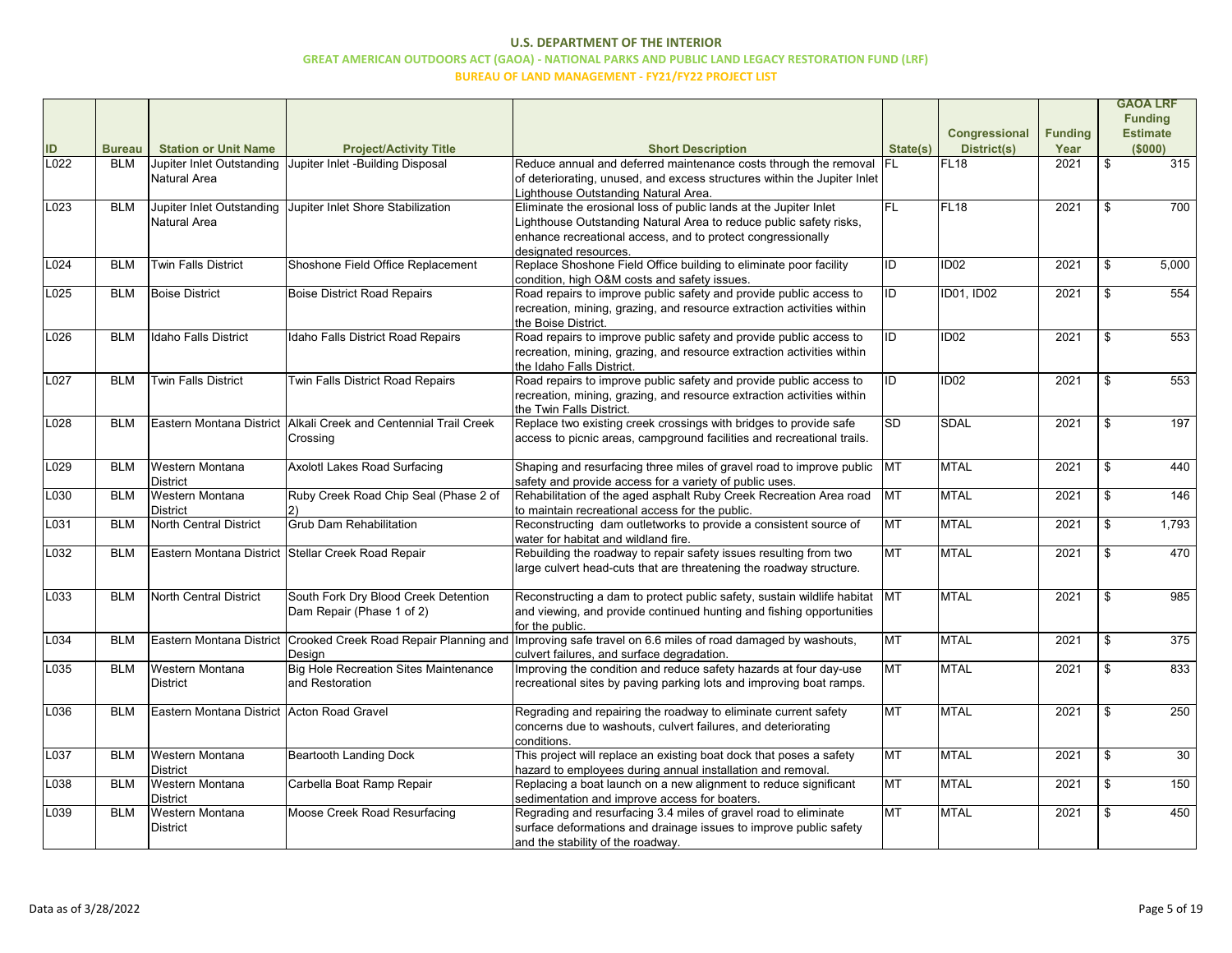# U.S. DEPARTMENT OF THE INTERIOR

## GREAT AMERICAN OUTDOORS ACT (GAOA) - NATIONAL PARKS AND PUBLIC LAND LEGACY RESTORATION FUND (LRF)

### BUREAU OF LAND MANAGEMENT - FY21/FY22 PROJECT LIST

| ID | Bureau | Station or Unit Name | Project/Activity Title | Short Description | State(s) | Congressional District(s) | Funding Year | GAOA LRF Funding Estimate ($000) |
|---|---|---|---|---|---|---|---|---|
| L022 | BLM | Jupiter Inlet Outstanding Natural Area | Jupiter Inlet -Building Disposal | Reduce annual and deferred maintenance costs through the removal of deteriorating, unused, and excess structures within the Jupiter Inlet Lighthouse Outstanding Natural Area. | FL | FL18 | 2021 | $ 315 |
| L023 | BLM | Jupiter Inlet Outstanding Natural Area | Jupiter Inlet Shore Stabilization | Eliminate the erosional loss of public lands at the Jupiter Inlet Lighthouse Outstanding Natural Area to reduce public safety risks, enhance recreational access, and to protect congressionally designated resources. | FL | FL18 | 2021 | $ 700 |
| L024 | BLM | Twin Falls District | Shoshone Field Office Replacement | Replace Shoshone Field Office building to eliminate poor facility condition, high O&M costs and safety issues. | ID | ID02 | 2021 | $ 5,000 |
| L025 | BLM | Boise District | Boise District Road Repairs | Road repairs to improve public safety and provide public access to recreation, mining, grazing, and resource extraction activities within the Boise District. | ID | ID01, ID02 | 2021 | $ 554 |
| L026 | BLM | Idaho Falls District | Idaho Falls District Road Repairs | Road repairs to improve public safety and provide public access to recreation, mining, grazing, and resource extraction activities within the Idaho Falls District. | ID | ID02 | 2021 | $ 553 |
| L027 | BLM | Twin Falls District | Twin Falls District Road Repairs | Road repairs to improve public safety and provide public access to recreation, mining, grazing, and resource extraction activities within the Twin Falls District. | ID | ID02 | 2021 | $ 553 |
| L028 | BLM | Eastern Montana District | Alkali Creek and Centennial Trail Creek Crossing | Replace two existing creek crossings with bridges to provide safe access to picnic areas, campground facilities and recreational trails. | SD | SDAL | 2021 | $ 197 |
| L029 | BLM | Western Montana District | Axolotl Lakes Road Surfacing | Shaping and resurfacing three miles of gravel road to improve public safety and provide access for a variety of public uses. | MT | MTAL | 2021 | $ 440 |
| L030 | BLM | Western Montana District | Ruby Creek Road Chip Seal (Phase 2 of 2) | Rehabilitation of the aged asphalt Ruby Creek Recreation Area road to maintain recreational access for the public. | MT | MTAL | 2021 | $ 146 |
| L031 | BLM | North Central District | Grub Dam Rehabilitation | Reconstructing dam outletworks to provide a consistent source of water for habitat and wildland fire. | MT | MTAL | 2021 | $ 1,793 |
| L032 | BLM | Eastern Montana District | Stellar Creek Road Repair | Rebuilding the roadway to repair safety issues resulting from two large culvert head-cuts that are threatening the roadway structure. | MT | MTAL | 2021 | $ 470 |
| L033 | BLM | North Central District | South Fork Dry Blood Creek Detention Dam Repair (Phase 1 of 2) | Reconstructing a dam to protect public safety, sustain wildlife habitat and viewing, and provide continued hunting and fishing opportunities for the public. | MT | MTAL | 2021 | $ 985 |
| L034 | BLM | Eastern Montana District | Crooked Creek Road Repair Planning and Design | Improving safe travel on 6.6 miles of road damaged by washouts, culvert failures, and surface degradation. | MT | MTAL | 2021 | $ 375 |
| L035 | BLM | Western Montana District | Big Hole Recreation Sites Maintenance and Restoration | Improving the condition and reduce safety hazards at four day-use recreational sites by paving parking lots and improving boat ramps. | MT | MTAL | 2021 | $ 833 |
| L036 | BLM | Eastern Montana District | Acton Road Gravel | Regrading and repairing the roadway to eliminate current safety concerns due to washouts, culvert failures, and deteriorating conditions. | MT | MTAL | 2021 | $ 250 |
| L037 | BLM | Western Montana District | Beartooth Landing Dock | This project will replace an existing boat dock that poses a safety hazard to employees during annual installation and removal. | MT | MTAL | 2021 | $ 30 |
| L038 | BLM | Western Montana District | Carbella Boat Ramp Repair | Replacing a boat launch on a new alignment to reduce significant sedimentation and improve access for boaters. | MT | MTAL | 2021 | $ 150 |
| L039 | BLM | Western Montana District | Moose Creek Road Resurfacing | Regrading and resurfacing 3.4 miles of gravel road to eliminate surface deformations and drainage issues to improve public safety and the stability of the roadway. | MT | MTAL | 2021 | $ 450 |

Data as of 3/28/2022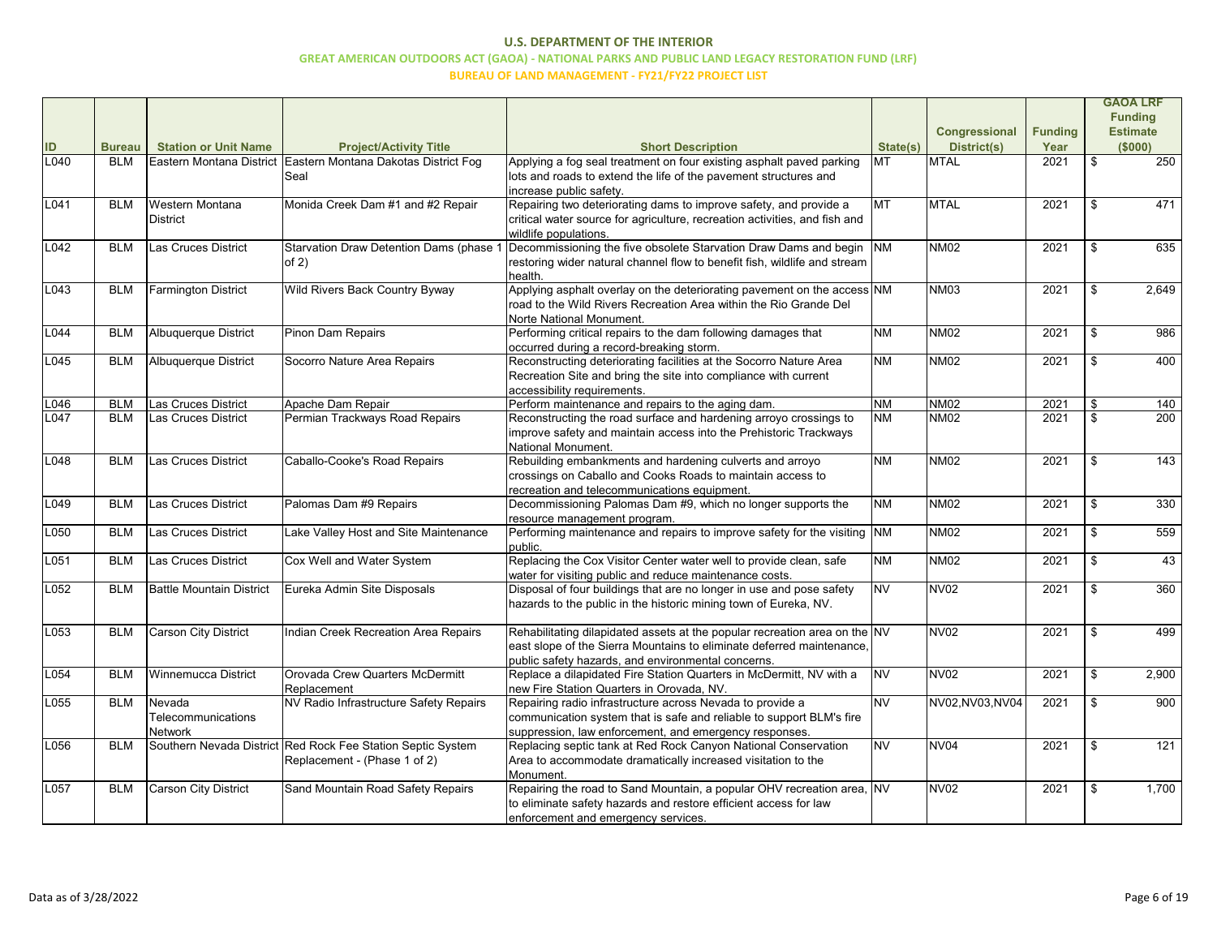# U.S. DEPARTMENT OF THE INTERIOR

## GREAT AMERICAN OUTDOORS ACT (GAOA) - NATIONAL PARKS AND PUBLIC LAND LEGACY RESTORATION FUND (LRF)

### BUREAU OF LAND MANAGEMENT - FY21/FY22 PROJECT LIST

| ID | Bureau | Station or Unit Name | Project/Activity Title | Short Description | State(s) | Congressional District(s) | Funding Year | GAOA LRF Funding Estimate ($000) |
|---|---|---|---|---|---|---|---|---|
| L040 | BLM | Eastern Montana District | Eastern Montana Dakotas District Fog Seal | Applying a fog seal treatment on four existing asphalt paved parking lots and roads to extend the life of the pavement structures and increase public safety. | MT | MTAL | 2021 | $ 250 |
| L041 | BLM | Western Montana District | Monida Creek Dam #1 and #2 Repair | Repairing two deteriorating dams to improve safety, and provide a critical water source for agriculture, recreation activities, and fish and wildlife populations. | MT | MTAL | 2021 | $ 471 |
| L042 | BLM | Las Cruces District | Starvation Draw Detention Dams (phase 1 of 2) | Decommissioning the five obsolete Starvation Draw Dams and begin restoring wider natural channel flow to benefit fish, wildlife and stream health. | NM | NM02 | 2021 | $ 635 |
| L043 | BLM | Farmington District | Wild Rivers Back Country Byway | Applying asphalt overlay on the deteriorating pavement on the access road to the Wild Rivers Recreation Area within the Rio Grande Del Norte National Monument. | NM | NM03 | 2021 | $ 2,649 |
| L044 | BLM | Albuquerque District | Pinon Dam Repairs | Performing critical repairs to the dam following damages that occurred during a record-breaking storm. | NM | NM02 | 2021 | $ 986 |
| L045 | BLM | Albuquerque District | Socorro Nature Area Repairs | Reconstructing deteriorating facilities at the Socorro Nature Area Recreation Site and bring the site into compliance with current accessibility requirements. | NM | NM02 | 2021 | $ 400 |
| L046 | BLM | Las Cruces District | Apache Dam Repair | Perform maintenance and repairs to the aging dam. | NM | NM02 | 2021 | $ 140 |
| L047 | BLM | Las Cruces District | Permian Trackways Road Repairs | Reconstructing the road surface and hardening arroyo crossings to improve safety and maintain access into the Prehistoric Trackways National Monument. | NM | NM02 | 2021 | $ 200 |
| L048 | BLM | Las Cruces District | Caballo-Cooke's Road Repairs | Rebuilding embankments and hardening culverts and arroyo crossings on Caballo and Cooks Roads to maintain access to recreation and telecommunications equipment. | NM | NM02 | 2021 | $ 143 |
| L049 | BLM | Las Cruces District | Palomas Dam #9 Repairs | Decommissioning Palomas Dam #9, which no longer supports the resource management program. | NM | NM02 | 2021 | $ 330 |
| L050 | BLM | Las Cruces District | Lake Valley Host and Site Maintenance | Performing maintenance and repairs to improve safety for the visiting public. | NM | NM02 | 2021 | $ 559 |
| L051 | BLM | Las Cruces District | Cox Well and Water System | Replacing the Cox Visitor Center water well to provide clean, safe water for visiting public and reduce maintenance costs. | NM | NM02 | 2021 | $ 43 |
| L052 | BLM | Battle Mountain District | Eureka Admin Site Disposals | Disposal of four buildings that are no longer in use and pose safety hazards to the public in the historic mining town of Eureka, NV. | NV | NV02 | 2021 | $ 360 |
| L053 | BLM | Carson City District | Indian Creek Recreation Area Repairs | Rehabilitating dilapidated assets at the popular recreation area on the east slope of the Sierra Mountains to eliminate deferred maintenance, public safety hazards, and environmental concerns. | NV | NV02 | 2021 | $ 499 |
| L054 | BLM | Winnemucca District | Orovada Crew Quarters McDermitt Replacement | Replace a dilapidated Fire Station Quarters in McDermitt, NV with a new Fire Station Quarters in Orovada, NV. | NV | NV02 | 2021 | $ 2,900 |
| L055 | BLM | Nevada Telecommunications Network | NV Radio Infrastructure Safety Repairs | Repairing radio infrastructure across Nevada to provide a communication system that is safe and reliable to support BLM's fire suppression, law enforcement, and emergency responses. | NV | NV02,NV03,NV04 | 2021 | $ 900 |
| L056 | BLM | Southern Nevada District | Red Rock Fee Station Septic System Replacement - (Phase 1 of 2) | Replacing septic tank at Red Rock Canyon National Conservation Area to accommodate dramatically increased visitation to the Monument. | NV | NV04 | 2021 | $ 121 |
| L057 | BLM | Carson City District | Sand Mountain Road Safety Repairs | Repairing the road to Sand Mountain, a popular OHV recreation area, to eliminate safety hazards and restore efficient access for law enforcement and emergency services. | NV | NV02 | 2021 | $ 1,700 |

Data as of 3/28/2022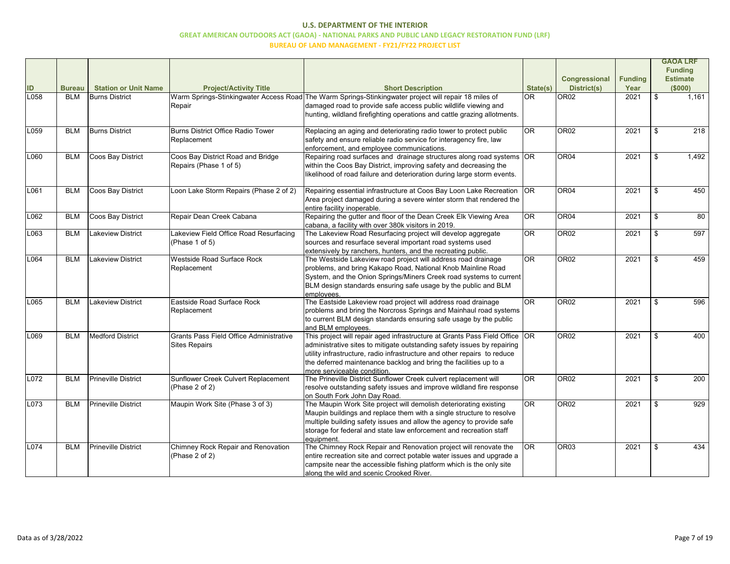**U.S. DEPARTMENT OF THE INTERIOR**

**GREAT AMERICAN OUTDOORS ACT (GAOA) - NATIONAL PARKS AND PUBLIC LAND LEGACY RESTORATION FUND (LRF)**

**BUREAU OF LAND MANAGEMENT - FY21/FY22 PROJECT LIST**

| ID | Bureau | Station or Unit Name | Project/Activity Title | Short Description | State(s) | Congressional District(s) | Funding Year | GAOA LRF Funding Estimate ($000) |
|---|---|---|---|---|---|---|---|---|
| L058 | BLM | Burns District | Warm Springs-Stinkingwater Access Road Repair | The Warm Springs-Stinkingwater project will repair 18 miles of damaged road to provide safe access public wildlife viewing and hunting, wildland firefighting operations and cattle grazing allotments. | OR | OR02 | 2021 | $ 1,161 |
| L059 | BLM | Burns District | Burns District Office Radio Tower Replacement | Replacing an aging and deteriorating radio tower to protect public safety and ensure reliable radio service for interagency fire, law enforcement, and employee communications. | OR | OR02 | 2021 | $ 218 |
| L060 | BLM | Coos Bay District | Coos Bay District Road and Bridge Repairs (Phase 1 of 5) | Repairing road surfaces and drainage structures along road systems within the Coos Bay District, improving safety and decreasing the likelihood of road failure and deterioration during large storm events. | OR | OR04 | 2021 | $ 1,492 |
| L061 | BLM | Coos Bay District | Loon Lake Storm Repairs (Phase 2 of 2) | Repairing essential infrastructure at Coos Bay Loon Lake Recreation Area project damaged during a severe winter storm that rendered the entire facility inoperable. | OR | OR04 | 2021 | $ 450 |
| L062 | BLM | Coos Bay District | Repair Dean Creek Cabana | Repairing the gutter and floor of the Dean Creek Elk Viewing Area cabana, a facility with over 380k visitors in 2019. | OR | OR04 | 2021 | $ 80 |
| L063 | BLM | Lakeview District | Lakeview Field Office Road Resurfacing (Phase 1 of 5) | The Lakeview Road Resurfacing project will develop aggregate sources and resurface several important road systems used extensively by ranchers, hunters, and the recreating public. | OR | OR02 | 2021 | $ 597 |
| L064 | BLM | Lakeview District | Westside Road Surface Rock Replacement | The Westside Lakeview road project will address road drainage problems, and bring Kakapo Road, National Knob Mainline Road System, and the Onion Springs/Miners Creek road systems to current BLM design standards ensuring safe usage by the public and BLM employees. | OR | OR02 | 2021 | $ 459 |
| L065 | BLM | Lakeview District | Eastside Road Surface Rock Replacement | The Eastside Lakeview road project will address road drainage problems and bring the Norcross Springs and Mainhaul road systems to current BLM design standards ensuring safe usage by the public and BLM employees. | OR | OR02 | 2021 | $ 596 |
| L069 | BLM | Medford District | Grants Pass Field Office Administrative Sites Repairs | This project will repair aged infrastructure at Grants Pass Field Office administrative sites to mitigate outstanding safety issues by repairing utility infrastructure, radio infrastructure and other repairs to reduce the deferred maintenance backlog and bring the facilities up to a more serviceable condition. | OR | OR02 | 2021 | $ 400 |
| L072 | BLM | Prineville District | Sunflower Creek Culvert Replacement (Phase 2 of 2) | The Prineville District Sunflower Creek culvert replacement will resolve outstanding safety issues and improve wildland fire response on South Fork John Day Road. | OR | OR02 | 2021 | $ 200 |
| L073 | BLM | Prineville District | Maupin Work Site (Phase 3 of 3) | The Maupin Work Site project will demolish deteriorating existing Maupin buildings and replace them with a single structure to resolve multiple building safety issues and allow the agency to provide safe storage for federal and state law enforcement and recreation staff equipment. | OR | OR02 | 2021 | $ 929 |
| L074 | BLM | Prineville District | Chimney Rock Repair and Renovation (Phase 2 of 2) | The Chimney Rock Repair and Renovation project will renovate the entire recreation site and correct potable water issues and upgrade a campsite near the accessible fishing platform which is the only site along the wild and scenic Crooked River. | OR | OR03 | 2021 | $ 434 |

Data as of 3/28/2022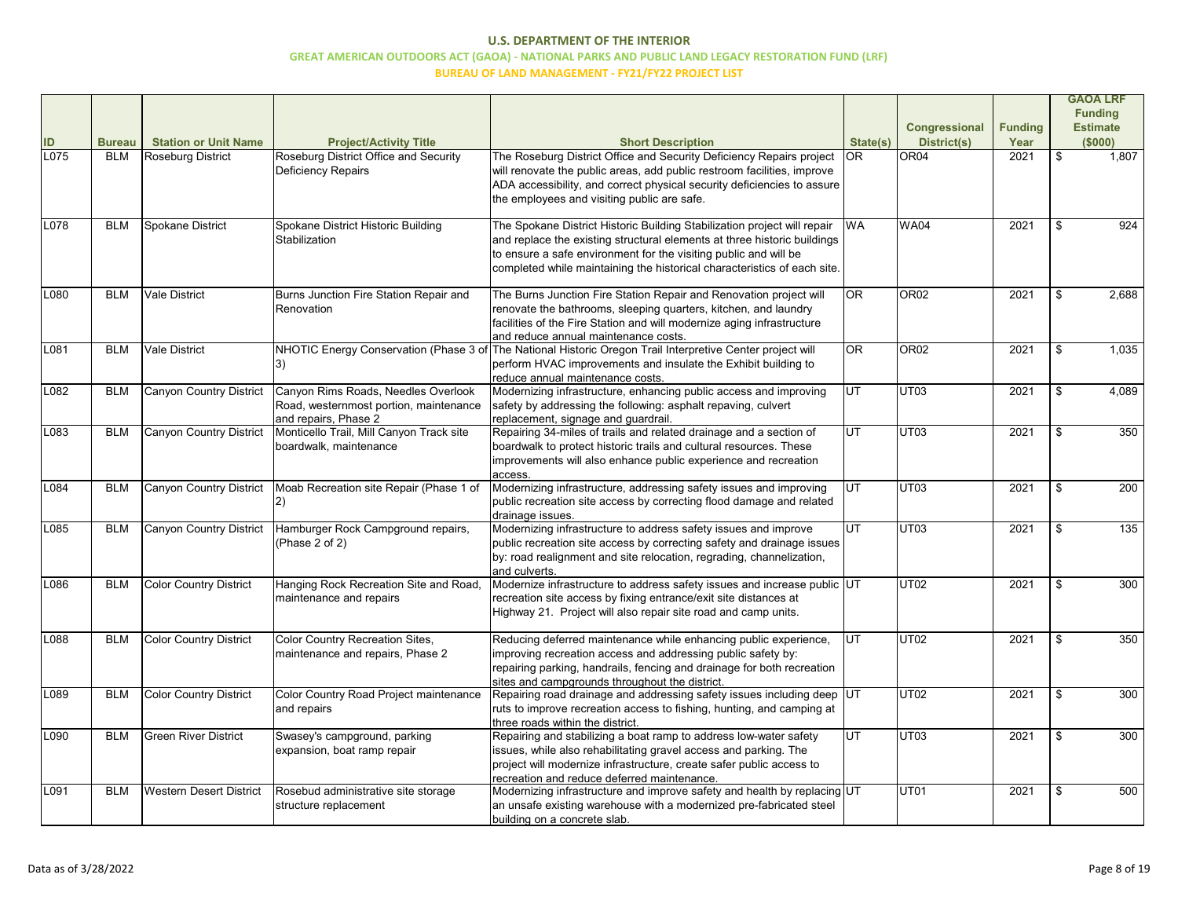# U.S. DEPARTMENT OF THE INTERIOR

## GREAT AMERICAN OUTDOORS ACT (GAOA) - NATIONAL PARKS AND PUBLIC LAND LEGACY RESTORATION FUND (LRF)

### BUREAU OF LAND MANAGEMENT - FY21/FY22 PROJECT LIST

| ID | Bureau | Station or Unit Name | Project/Activity Title | Short Description | State(s) | Congressional District(s) | Funding Year | GAOA LRF Funding Estimate ($000) |
|---|---|---|---|---|---|---|---|---|
| L075 | BLM | Roseburg District | Roseburg District Office and Security Deficiency Repairs | The Roseburg District Office and Security Deficiency Repairs project will renovate the public areas, add public restroom facilities, improve ADA accessibility, and correct physical security deficiencies to assure the employees and visiting public are safe. | OR | OR04 | 2021 | $ 1,807 |
| L078 | BLM | Spokane District | Spokane District Historic Building Stabilization | The Spokane District Historic Building Stabilization project will repair and replace the existing structural elements at three historic buildings to ensure a safe environment for the visiting public and will be completed while maintaining the historical characteristics of each site. | WA | WA04 | 2021 | $ 924 |
| L080 | BLM | Vale District | Burns Junction Fire Station Repair and Renovation | The Burns Junction Fire Station Repair and Renovation project will renovate the bathrooms, sleeping quarters, kitchen, and laundry facilities of the Fire Station and will modernize aging infrastructure and reduce annual maintenance costs. | OR | OR02 | 2021 | $ 2,688 |
| L081 | BLM | Vale District | NHOTIC Energy Conservation (Phase 3 of 3) | The National Historic Oregon Trail Interpretive Center project will perform HVAC improvements and insulate the Exhibit building to reduce annual maintenance costs. | OR | OR02 | 2021 | $ 1,035 |
| L082 | BLM | Canyon Country District | Canyon Rims Roads, Needles Overlook Road, westernmost portion, maintenance and repairs, Phase 2 | Modernizing infrastructure, enhancing public access and improving safety by addressing the following: asphalt repaving, culvert replacement, signage and guardrail. | UT | UT03 | 2021 | $ 4,089 |
| L083 | BLM | Canyon Country District | Monticello Trail, Mill Canyon Track site boardwalk, maintenance | Repairing 34-miles of trails and related drainage and a section of boardwalk to protect historic trails and cultural resources. These improvements will also enhance public experience and recreation access. | UT | UT03 | 2021 | $ 350 |
| L084 | BLM | Canyon Country District | Moab Recreation site Repair (Phase 1 of 2) | Modernizing infrastructure, addressing safety issues and improving public recreation site access by correcting flood damage and related drainage issues. | UT | UT03 | 2021 | $ 200 |
| L085 | BLM | Canyon Country District | Hamburger Rock Campground repairs, (Phase 2 of 2) | Modernizing infrastructure to address safety issues and improve public recreation site access by correcting safety and drainage issues by: road realignment and site relocation, regrading, channelization, and culverts. | UT | UT03 | 2021 | $ 135 |
| L086 | BLM | Color Country District | Hanging Rock Recreation Site and Road, maintenance and repairs | Modernize infrastructure to address safety issues and increase public recreation site access by fixing entrance/exit site distances at Highway 21. Project will also repair site road and camp units. | UT | UT02 | 2021 | $ 300 |
| L088 | BLM | Color Country District | Color Country Recreation Sites, maintenance and repairs, Phase 2 | Reducing deferred maintenance while enhancing public experience, improving recreation access and addressing public safety by: repairing parking, handrails, fencing and drainage for both recreation sites and campgrounds throughout the district. | UT | UT02 | 2021 | $ 350 |
| L089 | BLM | Color Country District | Color Country Road Project maintenance and repairs | Repairing road drainage and addressing safety issues including deep ruts to improve recreation access to fishing, hunting, and camping at three roads within the district. | UT | UT02 | 2021 | $ 300 |
| L090 | BLM | Green River District | Swasey's campground, parking expansion, boat ramp repair | Repairing and stabilizing a boat ramp to address low-water safety issues, while also rehabilitating gravel access and parking. The project will modernize infrastructure, create safer public access to recreation and reduce deferred maintenance. | UT | UT03 | 2021 | $ 300 |
| L091 | BLM | Western Desert District | Rosebud administrative site storage structure replacement | Modernizing infrastructure and improve safety and health by replacing an unsafe existing warehouse with a modernized pre-fabricated steel building on a concrete slab. | UT | UT01 | 2021 | $ 500 |

Data as of 3/28/2022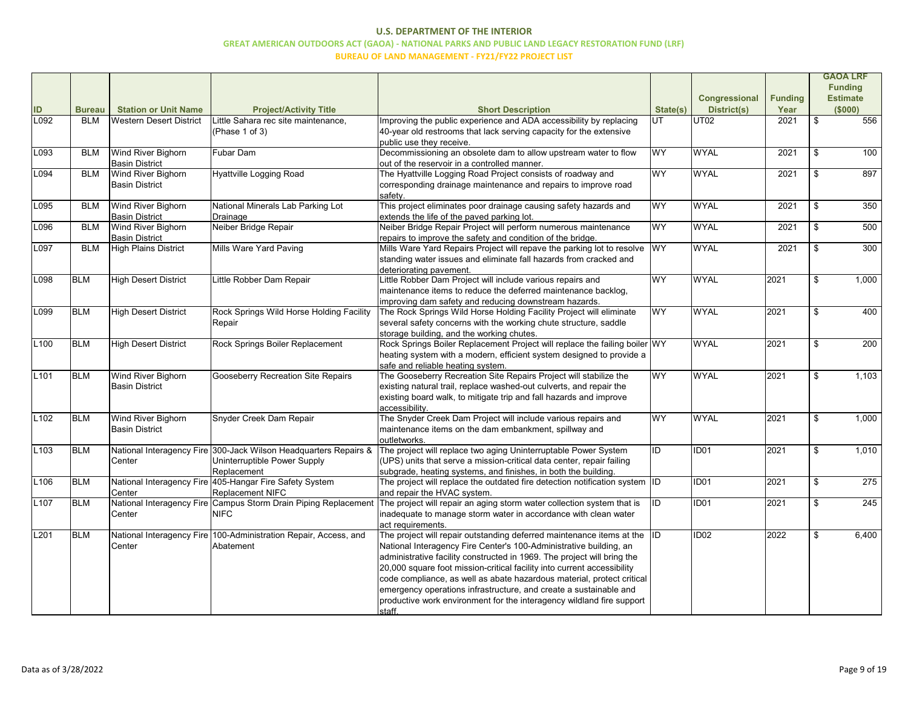# U.S. DEPARTMENT OF THE INTERIOR

## GREAT AMERICAN OUTDOORS ACT (GAOA) - NATIONAL PARKS AND PUBLIC LAND LEGACY RESTORATION FUND (LRF)

### BUREAU OF LAND MANAGEMENT - FY21/FY22 PROJECT LIST

| ID | Bureau | Station or Unit Name | Project/Activity Title | Short Description | State(s) | Congressional District(s) | Funding Year | GAOA LRF Funding Estimate ($000) |
|---|---|---|---|---|---|---|---|---|
| L092 | BLM | Western Desert District | Little Sahara rec site maintenance, (Phase 1 of 3) | Improving the public experience and ADA accessibility by replacing 40-year old restrooms that lack serving capacity for the extensive public use they receive. | UT | UT02 | 2021 | $ 556 |
| L093 | BLM | Wind River Bighorn Basin District | Fubar Dam | Decommissioning an obsolete dam to allow upstream water to flow out of the reservoir in a controlled manner. | WY | WYAL | 2021 | $ 100 |
| L094 | BLM | Wind River Bighorn Basin District | Hyattville Logging Road | The Hyattville Logging Road Project consists of roadway and corresponding drainage maintenance and repairs to improve road safety. | WY | WYAL | 2021 | $ 897 |
| L095 | BLM | Wind River Bighorn Basin District | National Minerals Lab Parking Lot Drainage | This project eliminates poor drainage causing safety hazards and extends the life of the paved parking lot. | WY | WYAL | 2021 | $ 350 |
| L096 | BLM | Wind River Bighorn Basin District | Neiber Bridge Repair | Neiber Bridge Repair Project will perform numerous maintenance repairs to improve the safety and condition of the bridge. | WY | WYAL | 2021 | $ 500 |
| L097 | BLM | High Plains District | Mills Ware Yard Paving | Mills Ware Yard Repairs Project will repave the parking lot to resolve standing water issues and eliminate fall hazards from cracked and deteriorating pavement. | WY | WYAL | 2021 | $ 300 |
| L098 | BLM | High Desert District | Little Robber Dam Repair | Little Robber Dam Project will include various repairs and maintenance items to reduce the deferred maintenance backlog, improving dam safety and reducing downstream hazards. | WY | WYAL | 2021 | $ 1,000 |
| L099 | BLM | High Desert District | Rock Springs Wild Horse Holding Facility Repair | The Rock Springs Wild Horse Holding Facility Project will eliminate several safety concerns with the working chute structure, saddle storage building, and the working chutes. | WY | WYAL | 2021 | $ 400 |
| L100 | BLM | High Desert District | Rock Springs Boiler Replacement | Rock Springs Boiler Replacement Project will replace the failing boiler heating system with a modern, efficient system designed to provide a safe and reliable heating system. | WY | WYAL | 2021 | $ 200 |
| L101 | BLM | Wind River Bighorn Basin District | Gooseberry Recreation Site Repairs | The Gooseberry Recreation Site Repairs Project will stabilize the existing natural trail, replace washed-out culverts, and repair the existing board walk, to mitigate trip and fall hazards and improve accessibility. | WY | WYAL | 2021 | $ 1,103 |
| L102 | BLM | Wind River Bighorn Basin District | Snyder Creek Dam Repair | The Snyder Creek Dam Project will include various repairs and maintenance items on the dam embankment, spillway and outletworks. | WY | WYAL | 2021 | $ 1,000 |
| L103 | BLM | National Interagency Fire Center | 300-Jack Wilson Headquarters Repairs & Uninterruptible Power Supply Replacement | The project will replace two aging Uninterruptable Power System (UPS) units that serve a mission-critical data center, repair failing subgrade, heating systems, and finishes, in both the building. | ID | ID01 | 2021 | $ 1,010 |
| L106 | BLM | National Interagency Fire Center | 405-Hangar Fire Safety System Replacement NIFC | The project will replace the outdated fire detection notification system and repair the HVAC system. | ID | ID01 | 2021 | $ 275 |
| L107 | BLM | National Interagency Fire Center | Campus Storm Drain Piping Replacement NIFC | The project will repair an aging storm water collection system that is inadequate to manage storm water in accordance with clean water act requirements. | ID | ID01 | 2021 | $ 245 |
| L201 | BLM | National Interagency Fire Center | 100-Administration Repair, Access, and Abatement | The project will repair outstanding deferred maintenance items at the National Interagency Fire Center's 100-Administrative building, an administrative facility constructed in 1969. The project will bring the 20,000 square foot mission-critical facility into current accessibility code compliance, as well as abate hazardous material, protect critical emergency operations infrastructure, and create a sustainable and productive work environment for the interagency wildland fire support staff. | ID | ID02 | 2022 | $ 6,400 |

Data as of 3/28/2022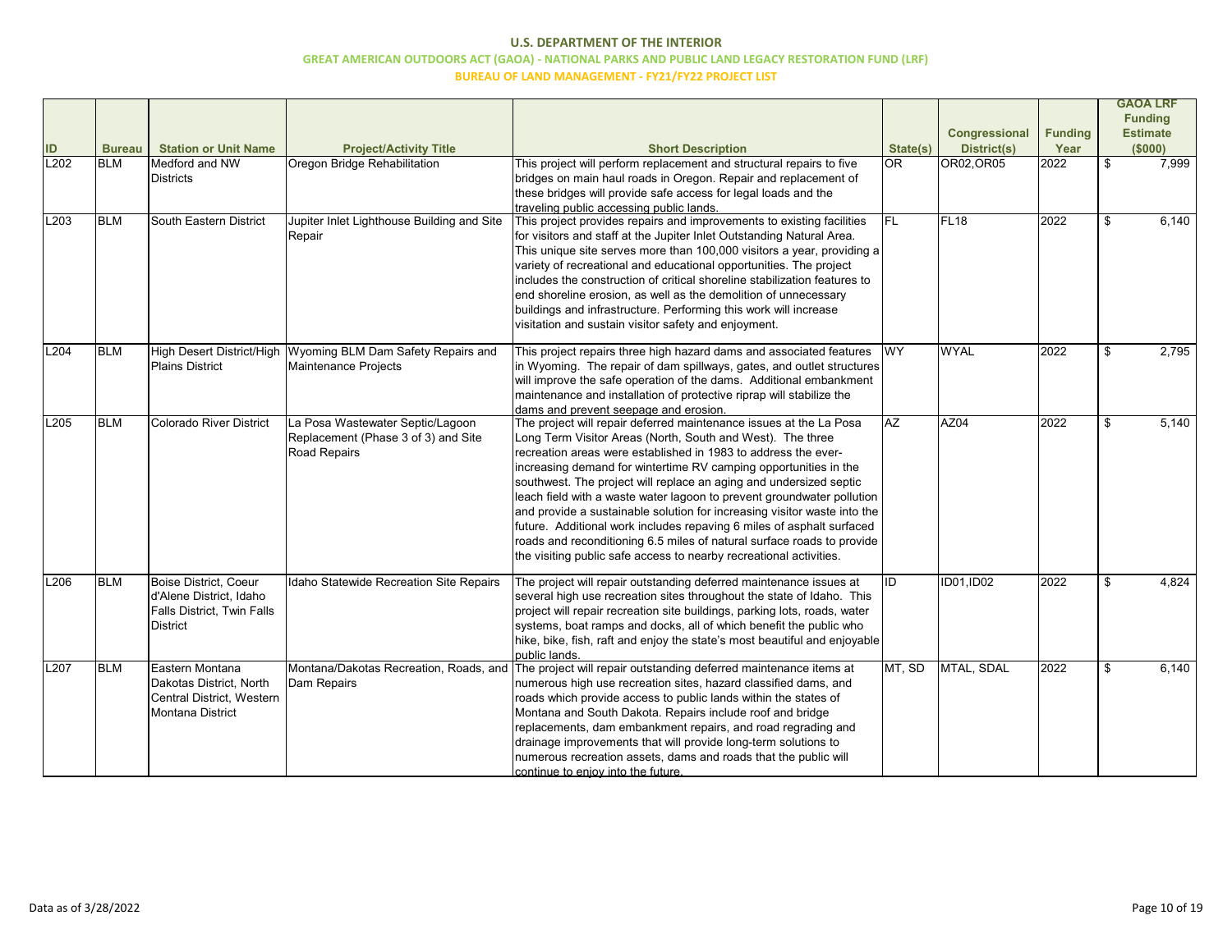**U.S. DEPARTMENT OF THE INTERIOR**

**GREAT AMERICAN OUTDOORS ACT (GAOA) - NATIONAL PARKS AND PUBLIC LAND LEGACY RESTORATION FUND (LRF)**

**BUREAU OF LAND MANAGEMENT - FY21/FY22 PROJECT LIST**

| ID | Bureau | Station or Unit Name | Project/Activity Title | Short Description | State(s) | Congressional District(s) | Funding Year | GAOA LRF Funding Estimate ($000) |
|---|---|---|---|---|---|---|---|---|
| L202 | BLM | Medford and NW Districts | Oregon Bridge Rehabilitation | This project will perform replacement and structural repairs to five bridges on main haul roads in Oregon. Repair and replacement of these bridges will provide safe access for legal loads and the traveling public accessing public lands. | OR | OR02,OR05 | 2022 | $ 7,999 |
| L203 | BLM | South Eastern District | Jupiter Inlet Lighthouse Building and Site Repair | This project provides repairs and improvements to existing facilities for visitors and staff at the Jupiter Inlet Outstanding Natural Area. This unique site serves more than 100,000 visitors a year, providing a variety of recreational and educational opportunities. The project includes the construction of critical shoreline stabilization features to end shoreline erosion, as well as the demolition of unnecessary buildings and infrastructure. Performing this work will increase visitation and sustain visitor safety and enjoyment. | FL | FL18 | 2022 | $ 6,140 |
| L204 | BLM | High Desert District/High Plains District | Wyoming BLM Dam Safety Repairs and Maintenance Projects | This project repairs three high hazard dams and associated features in Wyoming. The repair of dam spillways, gates, and outlet structures will improve the safe operation of the dams. Additional embankment maintenance and installation of protective riprap will stabilize the dams and prevent seepage and erosion. | WY | WYAL | 2022 | $ 2,795 |
| L205 | BLM | Colorado River District | La Posa Wastewater Septic/Lagoon Replacement (Phase 3 of 3) and Site Road Repairs | The project will repair deferred maintenance issues at the La Posa Long Term Visitor Areas (North, South and West). The three recreation areas were established in 1983 to address the ever-increasing demand for wintertime RV camping opportunities in the southwest. The project will replace an aging and undersized septic leach field with a waste water lagoon to prevent groundwater pollution and provide a sustainable solution for increasing visitor waste into the future. Additional work includes repaving 6 miles of asphalt surfaced roads and reconditioning 6.5 miles of natural surface roads to provide the visiting public safe access to nearby recreational activities. | AZ | AZ04 | 2022 | $ 5,140 |
| L206 | BLM | Boise District, Coeur d'Alene District, Idaho Falls District, Twin Falls District | Idaho Statewide Recreation Site Repairs | The project will repair outstanding deferred maintenance issues at several high use recreation sites throughout the state of Idaho. This project will repair recreation site buildings, parking lots, roads, water systems, boat ramps and docks, all of which benefit the public who hike, bike, fish, raft and enjoy the state's most beautiful and enjoyable public lands. | ID | ID01,ID02 | 2022 | $ 4,824 |
| L207 | BLM | Eastern Montana Dakotas District, North Central District, Western Montana District | Montana/Dakotas Recreation, Roads, and Dam Repairs | The project will repair outstanding deferred maintenance items at numerous high use recreation sites, hazard classified dams, and roads which provide access to public lands within the states of Montana and South Dakota. Repairs include roof and bridge replacements, dam embankment repairs, and road regrading and drainage improvements that will provide long-term solutions to numerous recreation assets, dams and roads that the public will continue to enjoy into the future. | MT, SD | MTAL, SDAL | 2022 | $ 6,140 |

Data as of 3/28/2022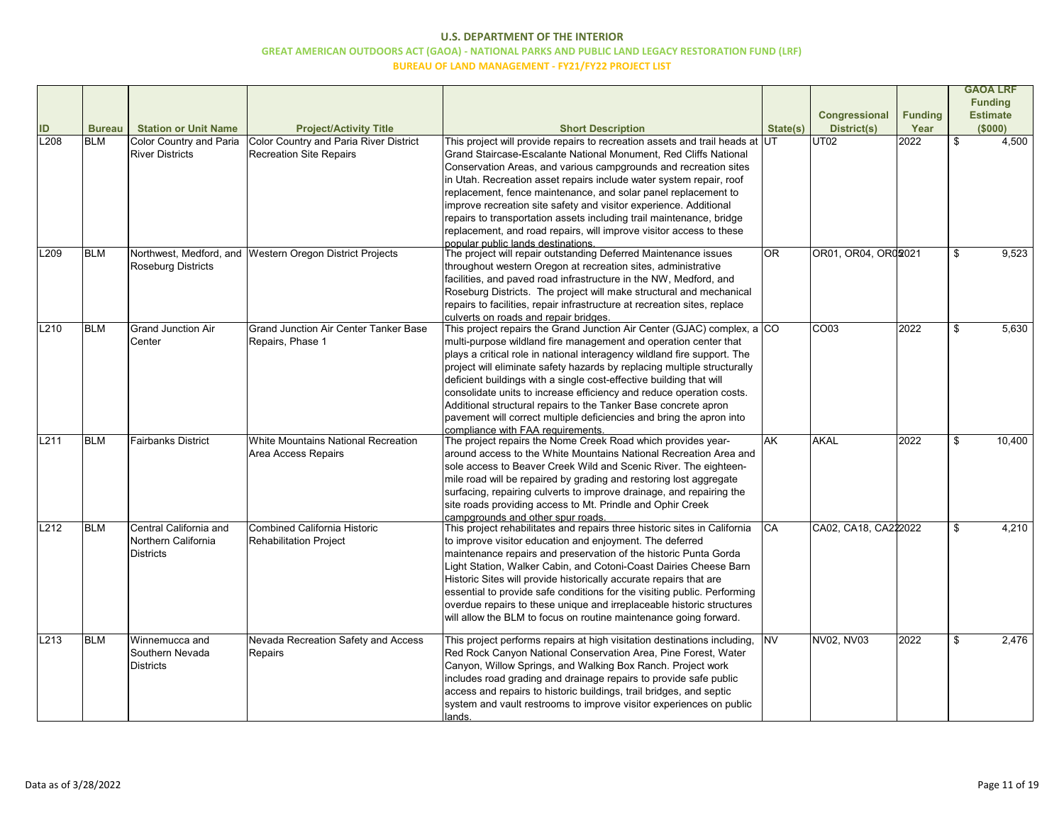**U.S. DEPARTMENT OF THE INTERIOR**

**GREAT AMERICAN OUTDOORS ACT (GAOA) - NATIONAL PARKS AND PUBLIC LAND LEGACY RESTORATION FUND (LRF)**

**BUREAU OF LAND MANAGEMENT - FY21/FY22 PROJECT LIST**

| ID | Bureau | Station or Unit Name | Project/Activity Title | Short Description | State(s) | Congressional District(s) | Funding Year | GAOA LRF Funding Estimate ($000) |
|---|---|---|---|---|---|---|---|---|
| L208 | BLM | Color Country and Paria River Districts | Color Country and Paria River District Recreation Site Repairs | This project will provide repairs to recreation assets and trail heads at Grand Staircase-Escalante National Monument, Red Cliffs National Conservation Areas, and various campgrounds and recreation sites in Utah. Recreation asset repairs include water system repair, roof replacement, fence maintenance, and solar panel replacement to improve recreation site safety and visitor experience. Additional repairs to transportation assets including trail maintenance, bridge replacement, and road repairs, will improve visitor access to these popular public lands destinations. | UT | UT02 | 2022 | $ 4,500 |
| L209 | BLM | Northwest, Medford, and Roseburg Districts | Western Oregon District Projects | The project will repair outstanding Deferred Maintenance issues throughout western Oregon at recreation sites, administrative facilities, and paved road infrastructure in the NW, Medford, and Roseburg Districts. The project will make structural and mechanical repairs to facilities, repair infrastructure at recreation sites, replace culverts on roads and repair bridges. | OR | OR01, OR04, OR05 | 2021 | $ 9,523 |
| L210 | BLM | Grand Junction Air Center | Grand Junction Air Center Tanker Base Repairs, Phase 1 | This project repairs the Grand Junction Air Center (GJAC) complex, a multi-purpose wildland fire management and operation center that plays a critical role in national interagency wildland fire support. The project will eliminate safety hazards by replacing multiple structurally deficient buildings with a single cost-effective building that will consolidate units to increase efficiency and reduce operation costs. Additional structural repairs to the Tanker Base concrete apron pavement will correct multiple deficiencies and bring the apron into compliance with FAA requirements. | CO | CO03 | 2022 | $ 5,630 |
| L211 | BLM | Fairbanks District | White Mountains National Recreation Area Access Repairs | The project repairs the Nome Creek Road which provides year-around access to the White Mountains National Recreation Area and sole access to Beaver Creek Wild and Scenic River. The eighteen-mile road will be repaired by grading and restoring lost aggregate surfacing, repairing culverts to improve drainage, and repairing the site roads providing access to Mt. Prindle and Ophir Creek campgrounds and other spur roads. | AK | AKAL | 2022 | $ 10,400 |
| L212 | BLM | Central California and Northern California Districts | Combined California Historic Rehabilitation Project | This project rehabilitates and repairs three historic sites in California to improve visitor education and enjoyment. The deferred maintenance repairs and preservation of the historic Punta Gorda Light Station, Walker Cabin, and Cotoni-Coast Dairies Cheese Barn Historic Sites will provide historically accurate repairs that are essential to provide safe conditions for the visiting public. Performing overdue repairs to these unique and irreplaceable historic structures will allow the BLM to focus on routine maintenance going forward. | CA | CA02, CA18, CA22 | 2022 | $ 4,210 |
| L213 | BLM | Winnemucca and Southern Nevada Districts | Nevada Recreation Safety and Access Repairs | This project performs repairs at high visitation destinations including, Red Rock Canyon National Conservation Area, Pine Forest, Water Canyon, Willow Springs, and Walking Box Ranch. Project work includes road grading and drainage repairs to provide safe public access and repairs to historic buildings, trail bridges, and septic system and vault restrooms to improve visitor experiences on public lands. | NV | NV02, NV03 | 2022 | $ 2,476 |

Data as of 3/28/2022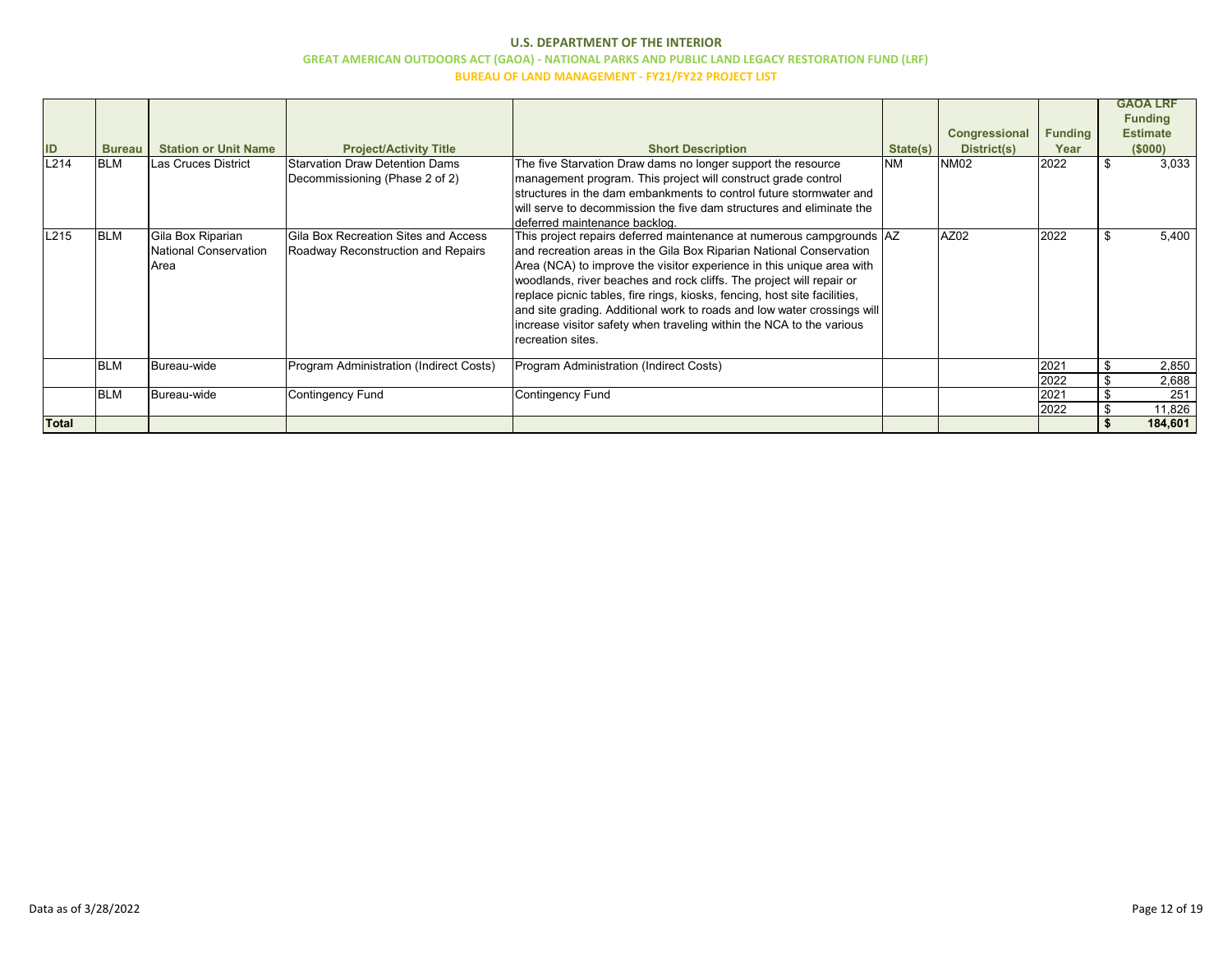# U.S. DEPARTMENT OF THE INTERIOR

## GREAT AMERICAN OUTDOORS ACT (GAOA) - NATIONAL PARKS AND PUBLIC LAND LEGACY RESTORATION FUND (LRF)

### BUREAU OF LAND MANAGEMENT - FY21/FY22 PROJECT LIST

| ID | Bureau | Station or Unit Name | Project/Activity Title | Short Description | State(s) | Congressional District(s) | Funding Year | GAOA LRF Funding Estimate ($000) |
|---|---|---|---|---|---|---|---|---|
| L214 | BLM | Las Cruces District | Starvation Draw Detention Dams Decommissioning (Phase 2 of 2) | The five Starvation Draw dams no longer support the resource management program. This project will construct grade control structures in the dam embankments to control future stormwater and will serve to decommission the five dam structures and eliminate the deferred maintenance backlog. | NM | NM02 | 2022 | $ 3,033 |
| L215 | BLM | Gila Box Riparian National Conservation Area | Gila Box Recreation Sites and Access Roadway Reconstruction and Repairs | This project repairs deferred maintenance at numerous campgrounds and recreation areas in the Gila Box Riparian National Conservation Area (NCA) to improve the visitor experience in this unique area with woodlands, river beaches and rock cliffs. The project will repair or replace picnic tables, fire rings, kiosks, fencing, host site facilities, and site grading. Additional work to roads and low water crossings will increase visitor safety when traveling within the NCA to the various recreation sites. | AZ | AZ02 | 2022 | $ 5,400 |
| | BLM | Bureau-wide | Program Administration (Indirect Costs) | Program Administration (Indirect Costs) | | | 2021 | $ 2,850 |
| | | | | | | | 2022 | $ 2,688 |
| | BLM | Bureau-wide | Contingency Fund | Contingency Fund | | | 2021 | $ 251 |
| | | | | | | | 2022 | $ 11,826 |
| **Total** | | | | | | | | **$ 184,601** |

Data as of 3/28/2022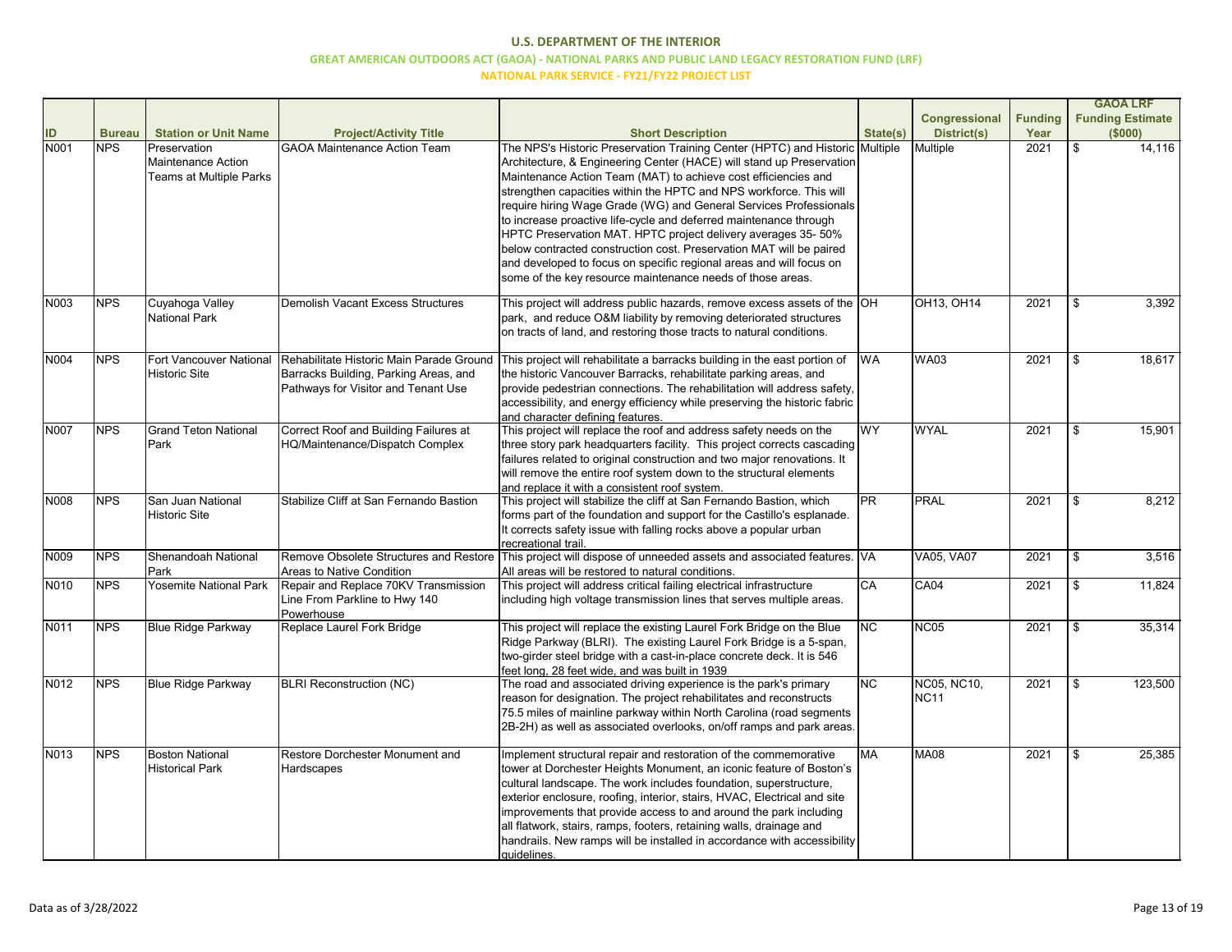**U.S. DEPARTMENT OF THE INTERIOR**

**GREAT AMERICAN OUTDOORS ACT (GAOA) - NATIONAL PARKS AND PUBLIC LAND LEGACY RESTORATION FUND (LRF)**

**NATIONAL PARK SERVICE - FY21/FY22 PROJECT LIST**

| ID | Bureau | Station or Unit Name | Project/Activity Title | Short Description | State(s) | Congressional District(s) | Funding Year | GAOA LRF Funding Estimate ($000) |
|---|---|---|---|---|---|---|---|---|
| N001 | NPS | Preservation Maintenance Action Teams at Multiple Parks | GAOA Maintenance Action Team | The NPS's Historic Preservation Training Center (HPTC) and Historic Architecture, & Engineering Center (HACE) will stand up Preservation Maintenance Action Team (MAT) to achieve cost efficiencies and strengthen capacities within the HPTC and NPS workforce. This will require hiring Wage Grade (WG) and General Services Professionals to increase proactive life-cycle and deferred maintenance through HPTC Preservation MAT. HPTC project delivery averages 35- 50% below contracted construction cost. Preservation MAT will be paired and developed to focus on specific regional areas and will focus on some of the key resource maintenance needs of those areas. | Multiple | Multiple | 2021 | $ 14,116 |
| N003 | NPS | Cuyahoga Valley National Park | Demolish Vacant Excess Structures | This project will address public hazards, remove excess assets of the park, and reduce O&M liability by removing deteriorated structures on tracts of land, and restoring those tracts to natural conditions. | OH | OH13, OH14 | 2021 | $ 3,392 |
| N004 | NPS | Fort Vancouver National Historic Site | Rehabilitate Historic Main Parade Ground Barracks Building, Parking Areas, and Pathways for Visitor and Tenant Use | This project will rehabilitate a barracks building in the east portion of the historic Vancouver Barracks, rehabilitate parking areas, and provide pedestrian connections. The rehabilitation will address safety, accessibility, and energy efficiency while preserving the historic fabric and character defining features. | WA | WA03 | 2021 | $ 18,617 |
| N007 | NPS | Grand Teton National Park | Correct Roof and Building Failures at HQ/Maintenance/Dispatch Complex | This project will replace the roof and address safety needs on the three story park headquarters facility. This project corrects cascading failures related to original construction and two major renovations. It will remove the entire roof system down to the structural elements and replace it with a consistent roof system. | WY | WYAL | 2021 | $ 15,901 |
| N008 | NPS | San Juan National Historic Site | Stabilize Cliff at San Fernando Bastion | This project will stabilize the cliff at San Fernando Bastion, which forms part of the foundation and support for the Castillo's esplanade. It corrects safety issue with falling rocks above a popular urban recreational trail. | PR | PRAL | 2021 | $ 8,212 |
| N009 | NPS | Shenandoah National Park | Remove Obsolete Structures and Restore Areas to Native Condition | This project will dispose of unneeded assets and associated features. All areas will be restored to natural conditions. | VA | VA05, VA07 | 2021 | $ 3,516 |
| N010 | NPS | Yosemite National Park | Repair and Replace 70KV Transmission Line From Parkline to Hwy 140 Powerhouse | This project will address critical failing electrical infrastructure including high voltage transmission lines that serves multiple areas. | CA | CA04 | 2021 | $ 11,824 |
| N011 | NPS | Blue Ridge Parkway | Replace Laurel Fork Bridge | This project will replace the existing Laurel Fork Bridge on the Blue Ridge Parkway (BLRI). The existing Laurel Fork Bridge is a 5-span, two-girder steel bridge with a cast-in-place concrete deck. It is 546 feet long, 28 feet wide, and was built in 1939 | NC | NC05 | 2021 | $ 35,314 |
| N012 | NPS | Blue Ridge Parkway | BLRI Reconstruction (NC) | The road and associated driving experience is the park's primary reason for designation. The project rehabilitates and reconstructs 75.5 miles of mainline parkway within North Carolina (road segments 2B-2H) as well as associated overlooks, on/off ramps and park areas. | NC | NC05, NC10, NC11 | 2021 | $ 123,500 |
| N013 | NPS | Boston National Historical Park | Restore Dorchester Monument and Hardscapes | Implement structural repair and restoration of the commemorative tower at Dorchester Heights Monument, an iconic feature of Boston's cultural landscape. The work includes foundation, superstructure, exterior enclosure, roofing, interior, stairs, HVAC, Electrical and site improvements that provide access to and around the park including all flatwork, stairs, ramps, footers, retaining walls, drainage and handrails. New ramps will be installed in accordance with accessibility guidelines. | MA | MA08 | 2021 | $ 25,385 |

Data as of 3/28/2022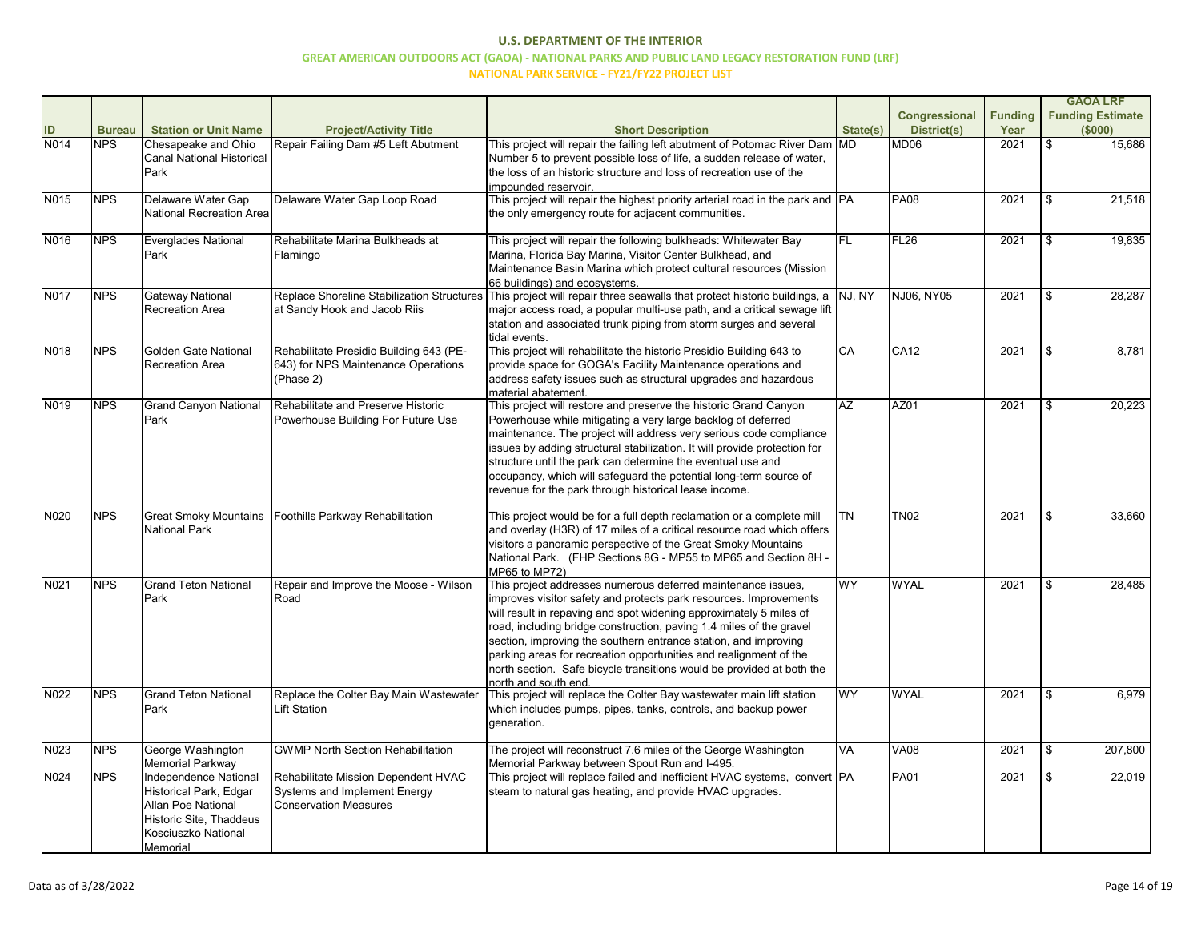# U.S. DEPARTMENT OF THE INTERIOR

## GREAT AMERICAN OUTDOORS ACT (GAOA) - NATIONAL PARKS AND PUBLIC LAND LEGACY RESTORATION FUND (LRF)

### NATIONAL PARK SERVICE - FY21/FY22 PROJECT LIST

| ID | Bureau | Station or Unit Name | Project/Activity Title | Short Description | State(s) | Congressional District(s) | Funding Year | GAOA LRF Funding Estimate ($000) |
|---|---|---|---|---|---|---|---|---|
| N014 | NPS | Chesapeake and Ohio Canal National Historical Park | Repair Failing Dam #5 Left Abutment | This project will repair the failing left abutment of Potomac River Dam Number 5 to prevent possible loss of life, a sudden release of water, the loss of an historic structure and loss of recreation use of the impounded reservoir. | MD | MD06 | 2021 | $ 15,686 |
| N015 | NPS | Delaware Water Gap National Recreation Area | Delaware Water Gap Loop Road | This project will repair the highest priority arterial road in the park and the only emergency route for adjacent communities. | PA | PA08 | 2021 | $ 21,518 |
| N016 | NPS | Everglades National Park | Rehabilitate Marina Bulkheads at Flamingo | This project will repair the following bulkheads: Whitewater Bay Marina, Florida Bay Marina, Visitor Center Bulkhead, and Maintenance Basin Marina which protect cultural resources (Mission 66 buildings) and ecosystems. | FL | FL26 | 2021 | $ 19,835 |
| N017 | NPS | Gateway National Recreation Area | Replace Shoreline Stabilization Structures at Sandy Hook and Jacob Riis | This project will repair three seawalls that protect historic buildings, a major access road, a popular multi-use path, and a critical sewage lift station and associated trunk piping from storm surges and several tidal events. | NJ, NY | NJ06, NY05 | 2021 | $ 28,287 |
| N018 | NPS | Golden Gate National Recreation Area | Rehabilitate Presidio Building 643 (PE-643) for NPS Maintenance Operations (Phase 2) | This project will rehabilitate the historic Presidio Building 643 to provide space for GOGA's Facility Maintenance operations and address safety issues such as structural upgrades and hazardous material abatement. | CA | CA12 | 2021 | $ 8,781 |
| N019 | NPS | Grand Canyon National Park | Rehabilitate and Preserve Historic Powerhouse Building For Future Use | This project will restore and preserve the historic Grand Canyon Powerhouse while mitigating a very large backlog of deferred maintenance. The project will address very serious code compliance issues by adding structural stabilization. It will provide protection for structure until the park can determine the eventual use and occupancy, which will safeguard the potential long-term source of revenue for the park through historical lease income. | AZ | AZ01 | 2021 | $ 20,223 |
| N020 | NPS | Great Smoky Mountains National Park | Foothills Parkway Rehabilitation | This project would be for a full depth reclamation or a complete mill and overlay (H3R) of 17 miles of a critical resource road which offers visitors a panoramic perspective of the Great Smoky Mountains National Park. (FHP Sections 8G - MP55 to MP65 and Section 8H - MP65 to MP72) | TN | TN02 | 2021 | $ 33,660 |
| N021 | NPS | Grand Teton National Park | Repair and Improve the Moose - Wilson Road | This project addresses numerous deferred maintenance issues, improves visitor safety and protects park resources. Improvements will result in repaving and spot widening approximately 5 miles of road, including bridge construction, paving 1.4 miles of the gravel section, improving the southern entrance station, and improving parking areas for recreation opportunities and realignment of the north section. Safe bicycle transitions would be provided at both the north and south end. | WY | WYAL | 2021 | $ 28,485 |
| N022 | NPS | Grand Teton National Park | Replace the Colter Bay Main Wastewater Lift Station | This project will replace the Colter Bay wastewater main lift station which includes pumps, pipes, tanks, controls, and backup power generation. | WY | WYAL | 2021 | $ 6,979 |
| N023 | NPS | George Washington Memorial Parkway | GWMP North Section Rehabilitation | The project will reconstruct 7.6 miles of the George Washington Memorial Parkway between Spout Run and I-495. | VA | VA08 | 2021 | $ 207,800 |
| N024 | NPS | Independence National Historical Park, Edgar Allan Poe National Historic Site, Thaddeus Kosciuszko National Memorial | Rehabilitate Mission Dependent HVAC Systems and Implement Energy Conservation Measures | This project will replace failed and inefficient HVAC systems, convert steam to natural gas heating, and provide HVAC upgrades. | PA | PA01 | 2021 | $ 22,019 |

Data as of 3/28/2022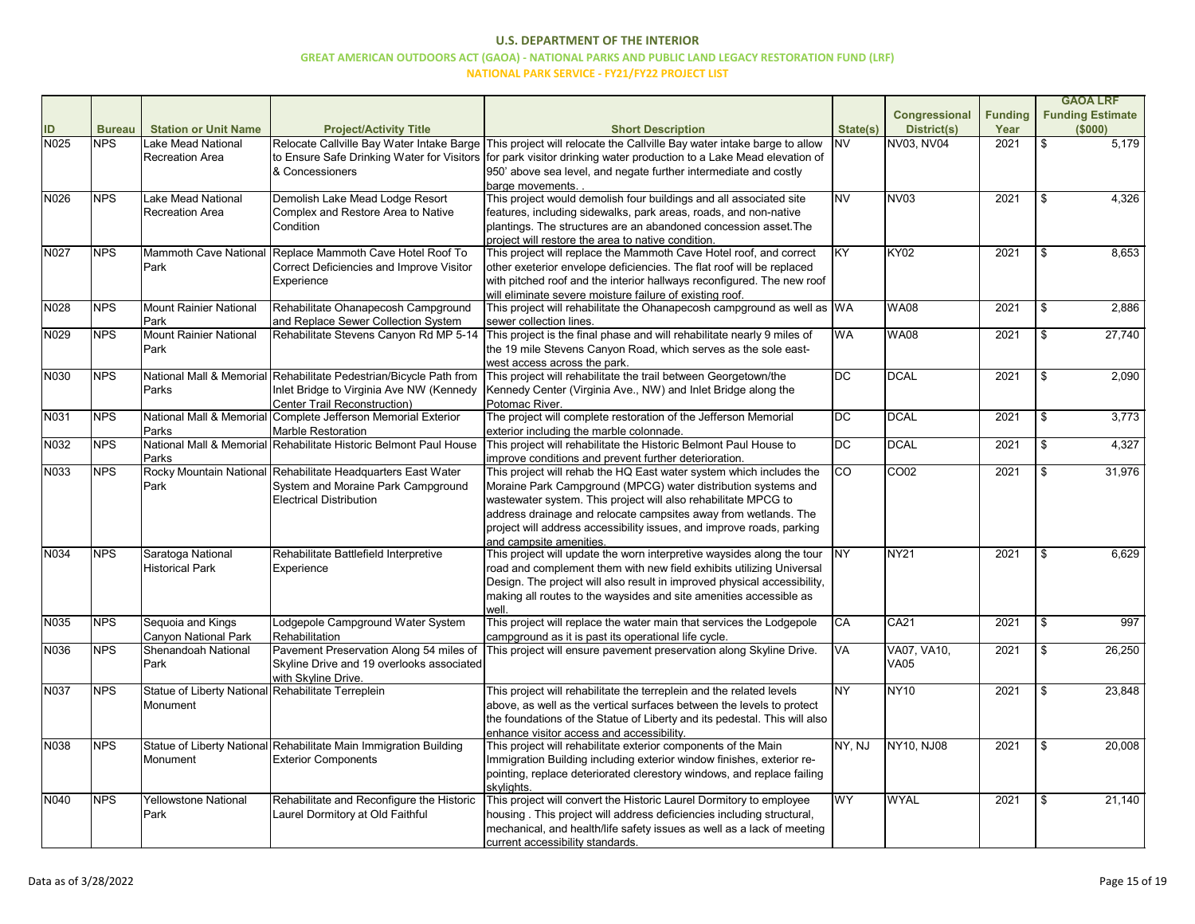**U.S. DEPARTMENT OF THE INTERIOR**

**GREAT AMERICAN OUTDOORS ACT (GAOA) - NATIONAL PARKS AND PUBLIC LAND LEGACY RESTORATION FUND (LRF)**

**NATIONAL PARK SERVICE - FY21/FY22 PROJECT LIST**

| ID | Bureau | Station or Unit Name | Project/Activity Title | Short Description | State(s) | Congressional District(s) | Funding Year | GAOA LRF Funding Estimate ($000) |
|---|---|---|---|---|---|---|---|---|
| N025 | NPS | Lake Mead National Recreation Area | Relocate Callville Bay Water Intake Barge to Ensure Safe Drinking Water for Visitors & Concessioners | This project will relocate the Callville Bay water intake barge to allow for park visitor drinking water production to a Lake Mead elevation of 950' above sea level, and negate further intermediate and costly barge movements. . | NV | NV03, NV04 | 2021 | $ 5,179 |
| N026 | NPS | Lake Mead National Recreation Area | Demolish Lake Mead Lodge Resort Complex and Restore Area to Native Condition | This project would demolish four buildings and all associated site features, including sidewalks, park areas, roads, and non-native plantings. The structures are an abandoned concession asset.The project will restore the area to native condition. | NV | NV03 | 2021 | $ 4,326 |
| N027 | NPS | Mammoth Cave National Park | Replace Mammoth Cave Hotel Roof To Correct Deficiencies and Improve Visitor Experience | This project will replace the Mammoth Cave Hotel roof, and correct other exeterior envelope deficiencies. The flat roof will be replaced with pitched roof and the interior hallways reconfigured. The new roof will eliminate severe moisture failure of existing roof. | KY | KY02 | 2021 | $ 8,653 |
| N028 | NPS | Mount Rainier National Park | Rehabilitate Ohanapecosh Campground and Replace Sewer Collection System | This project will rehabilitate the Ohanapecosh campground as well as sewer collection lines. | WA | WA08 | 2021 | $ 2,886 |
| N029 | NPS | Mount Rainier National Park | Rehabilitate Stevens Canyon Rd MP 5-14 | This project is the final phase and will rehabilitate nearly 9 miles of the 19 mile Stevens Canyon Road, which serves as the sole east-west access across the park. | WA | WA08 | 2021 | $ 27,740 |
| N030 | NPS | National Mall & Memorial Parks | Rehabilitate Pedestrian/Bicycle Path from Inlet Bridge to Virginia Ave NW (Kennedy Center Trail Reconstruction) | This project will rehabilitate the trail between Georgetown/the Kennedy Center (Virginia Ave., NW) and Inlet Bridge along the Potomac River. | DC | DCAL | 2021 | $ 2,090 |
| N031 | NPS | National Mall & Memorial Parks | Complete Jefferson Memorial Exterior Marble Restoration | The project will complete restoration of the Jefferson Memorial exterior including the marble colonnade. | DC | DCAL | 2021 | $ 3,773 |
| N032 | NPS | National Mall & Memorial Parks | Rehabilitate Historic Belmont Paul House | This project will rehabilitate the Historic Belmont Paul House to improve conditions and prevent further deterioration. | DC | DCAL | 2021 | $ 4,327 |
| N033 | NPS | Rocky Mountain National Park | Rehabilitate Headquarters East Water System and Moraine Park Campground Electrical Distribution | This project will rehab the HQ East water system which includes the Moraine Park Campground (MPCG) water distribution systems and wastewater system. This project will also rehabilitate MPCG to address drainage and relocate campsites away from wetlands. The project will address accessibility issues, and improve roads, parking and campsite amenities. | CO | CO02 | 2021 | $ 31,976 |
| N034 | NPS | Saratoga National Historical Park | Rehabilitate Battlefield Interpretive Experience | This project will update the worn interpretive waysides along the tour road and complement them with new field exhibits utilizing Universal Design. The project will also result in improved physical accessibility, making all routes to the waysides and site amenities accessible as well. | NY | NY21 | 2021 | $ 6,629 |
| N035 | NPS | Sequoia and Kings Canyon National Park | Lodgepole Campground Water System Rehabilitation | This project will replace the water main that services the Lodgepole campground as it is past its operational life cycle. | CA | CA21 | 2021 | $ 997 |
| N036 | NPS | Shenandoah National Park | Pavement Preservation Along 54 miles of Skyline Drive and 19 overlooks associated with Skyline Drive. | This project will ensure pavement preservation along Skyline Drive. | VA | VA07, VA10, VA05 | 2021 | $ 26,250 |
| N037 | NPS | Statue of Liberty National Monument | Rehabilitate Terreplein | This project will rehabilitate the terreplein and the related levels above, as well as the vertical surfaces between the levels to protect the foundations of the Statue of Liberty and its pedestal. This will also enhance visitor access and accessibility. | NY | NY10 | 2021 | $ 23,848 |
| N038 | NPS | Statue of Liberty National Monument | Rehabilitate Main Immigration Building Exterior Components | This project will rehabilitate exterior components of the Main Immigration Building including exterior window finishes, exterior re-pointing, replace deteriorated clerestory windows, and replace failing skylights. | NY, NJ | NY10, NJ08 | 2021 | $ 20,008 |
| N040 | NPS | Yellowstone National Park | Rehabilitate and Reconfigure the Historic Laurel Dormitory at Old Faithful | This project will convert the Historic Laurel Dormitory to employee housing . This project will address deficiencies including structural, mechanical, and health/life safety issues as well as a lack of meeting current accessibility standards. | WY | WYAL | 2021 | $ 21,140 |

Data as of 3/28/2022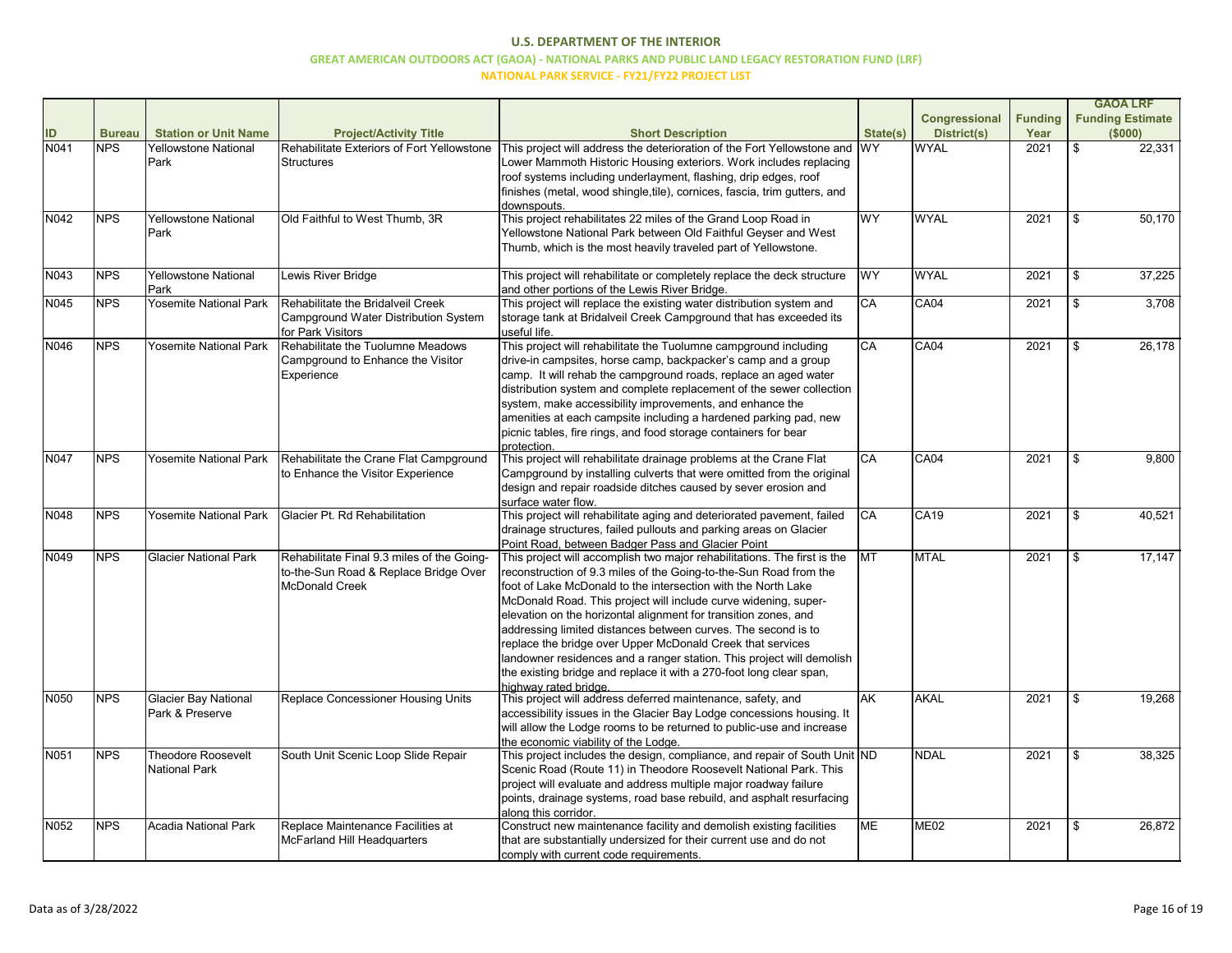# U.S. DEPARTMENT OF THE INTERIOR

## GREAT AMERICAN OUTDOORS ACT (GAOA) - NATIONAL PARKS AND PUBLIC LAND LEGACY RESTORATION FUND (LRF)

### NATIONAL PARK SERVICE - FY21/FY22 PROJECT LIST

| ID | Bureau | Station or Unit Name | Project/Activity Title | Short Description | State(s) | Congressional District(s) | Funding Year | GAOA LRF Funding Estimate ($000) |
|---|---|---|---|---|---|---|---|---|
| N041 | NPS | Yellowstone National Park | Rehabilitate Exteriors of Fort Yellowstone Structures | This project will address the deterioration of the Fort Yellowstone and Lower Mammoth Historic Housing exteriors. Work includes replacing roof systems including underlayment, flashing, drip edges, roof finishes (metal, wood shingle,tile), cornices, fascia, trim gutters, and downspouts. | WY | WYAL | 2021 | $ 22,331 |
| N042 | NPS | Yellowstone National Park | Old Faithful to West Thumb, 3R | This project rehabilitates 22 miles of the Grand Loop Road in Yellowstone National Park between Old Faithful Geyser and West Thumb, which is the most heavily traveled part of Yellowstone. | WY | WYAL | 2021 | $ 50,170 |
| N043 | NPS | Yellowstone National Park | Lewis River Bridge | This project will rehabilitate or completely replace the deck structure and other portions of the Lewis River Bridge. | WY | WYAL | 2021 | $ 37,225 |
| N045 | NPS | Yosemite National Park | Rehabilitate the Bridalveil Creek Campground Water Distribution System for Park Visitors | This project will replace the existing water distribution system and storage tank at Bridalveil Creek Campground that has exceeded its useful life. | CA | CA04 | 2021 | $ 3,708 |
| N046 | NPS | Yosemite National Park | Rehabilitate the Tuolumne Meadows Campground to Enhance the Visitor Experience | This project will rehabilitate the Tuolumne campground including drive-in campsites, horse camp, backpacker's camp and a group camp. It will rehab the campground roads, replace an aged water distribution system and complete replacement of the sewer collection system, make accessibility improvements, and enhance the amenities at each campsite including a hardened parking pad, new picnic tables, fire rings, and food storage containers for bear protection. | CA | CA04 | 2021 | $ 26,178 |
| N047 | NPS | Yosemite National Park | Rehabilitate the Crane Flat Campground to Enhance the Visitor Experience | This project will rehabilitate drainage problems at the Crane Flat Campground by installing culverts that were omitted from the original design and repair roadside ditches caused by sever erosion and surface water flow. | CA | CA04 | 2021 | $ 9,800 |
| N048 | NPS | Yosemite National Park | Glacier Pt. Rd Rehabilitation | This project will rehabilitate aging and deteriorated pavement, failed drainage structures, failed pullouts and parking areas on Glacier Point Road, between Badger Pass and Glacier Point | CA | CA19 | 2021 | $ 40,521 |
| N049 | NPS | Glacier National Park | Rehabilitate Final 9.3 miles of the Going-to-the-Sun Road & Replace Bridge Over McDonald Creek | This project will accomplish two major rehabilitations. The first is the reconstruction of 9.3 miles of the Going-to-the-Sun Road from the foot of Lake McDonald to the intersection with the North Lake McDonald Road. This project will include curve widening, super-elevation on the horizontal alignment for transition zones, and addressing limited distances between curves. The second is to replace the bridge over Upper McDonald Creek that services landowner residences and a ranger station. This project will demolish the existing bridge and replace it with a 270-foot long clear span, highway rated bridge. | MT | MTAL | 2021 | $ 17,147 |
| N050 | NPS | Glacier Bay National Park & Preserve | Replace Concessioner Housing Units | This project will address deferred maintenance, safety, and accessibility issues in the Glacier Bay Lodge concessions housing. It will allow the Lodge rooms to be returned to public-use and increase the economic viability of the Lodge. | AK | AKAL | 2021 | $ 19,268 |
| N051 | NPS | Theodore Roosevelt National Park | South Unit Scenic Loop Slide Repair | This project includes the design, compliance, and repair of South Unit Scenic Road (Route 11) in Theodore Roosevelt National Park. This project will evaluate and address multiple major roadway failure points, drainage systems, road base rebuild, and asphalt resurfacing along this corridor. | ND | NDAL | 2021 | $ 38,325 |
| N052 | NPS | Acadia National Park | Replace Maintenance Facilities at McFarland Hill Headquarters | Construct new maintenance facility and demolish existing facilities that are substantially undersized for their current use and do not comply with current code requirements. | ME | ME02 | 2021 | $ 26,872 |

Data as of 3/28/2022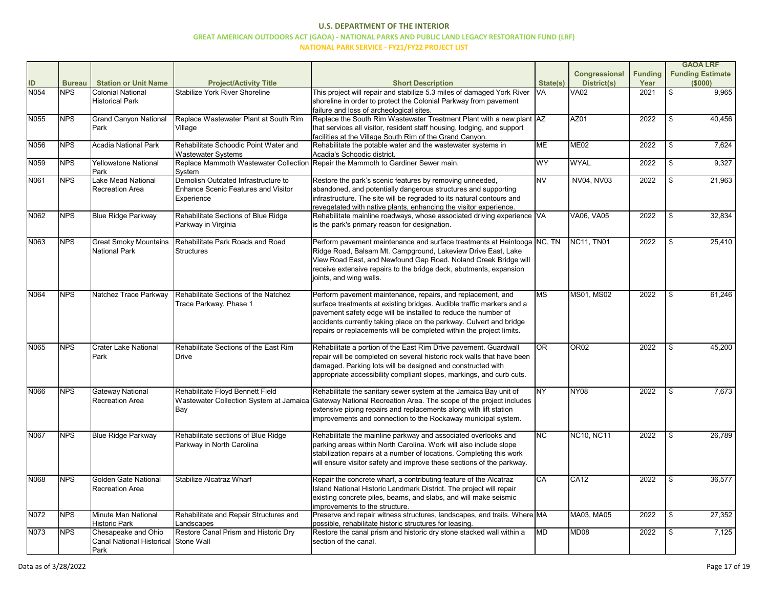**U.S. DEPARTMENT OF THE INTERIOR**

**GREAT AMERICAN OUTDOORS ACT (GAOA) - NATIONAL PARKS AND PUBLIC LAND LEGACY RESTORATION FUND (LRF)**

**NATIONAL PARK SERVICE - FY21/FY22 PROJECT LIST**

| ID | Bureau | Station or Unit Name | Project/Activity Title | Short Description | State(s) | Congressional District(s) | Funding Year | GAOA LRF Funding Estimate ($000) |
|---|---|---|---|---|---|---|---|---|
| N054 | NPS | Colonial National Historical Park | Stabilize York River Shoreline | This project will repair and stabilize 5.3 miles of damaged York River shoreline in order to protect the Colonial Parkway from pavement failure and loss of archeological sites. | VA | VA02 | 2021 | $ 9,965 |
| N055 | NPS | Grand Canyon National Park | Replace Wastewater Plant at South Rim Village | Replace the South Rim Wastewater Treatment Plant with a new plant that services all visitor, resident staff housing, lodging, and support facilities at the Village South Rim of the Grand Canyon. | AZ | AZ01 | 2022 | $ 40,456 |
| N056 | NPS | Acadia National Park | Rehabilitate Schoodic Point Water and Wastewater Systems | Rehabilitate the potable water and the wastewater systems in Acadia's Schoodic district. | ME | ME02 | 2022 | $ 7,624 |
| N059 | NPS | Yellowstone National Park | Replace Mammoth Wastewater Collection System | Repair the Mammoth to Gardiner Sewer main. | WY | WYAL | 2022 | $ 9,327 |
| N061 | NPS | Lake Mead National Recreation Area | Demolish Outdated Infrastructure to Enhance Scenic Features and Visitor Experience | Restore the park's scenic features by removing unneeded, abandoned, and potentially dangerous structures and supporting infrastructure. The site will be regraded to its natural contours and revegetated with native plants, enhancing the visitor experience. | NV | NV04, NV03 | 2022 | $ 21,963 |
| N062 | NPS | Blue Ridge Parkway | Rehabilitate Sections of Blue Ridge Parkway in Virginia | Rehabilitate mainline roadways, whose associated driving experience is the park's primary reason for designation. | VA | VA06, VA05 | 2022 | $ 32,834 |
| N063 | NPS | Great Smoky Mountains National Park | Rehabilitate Park Roads and Road Structures | Perform pavement maintenance and surface treatments at Heintooga Ridge Road, Balsam Mt. Campground, Lakeview Drive East, Lake View Road East, and Newfound Gap Road. Noland Creek Bridge will receive extensive repairs to the bridge deck, abutments, expansion joints, and wing walls. | NC, TN | NC11, TN01 | 2022 | $ 25,410 |
| N064 | NPS | Natchez Trace Parkway | Rehabilitate Sections of the Natchez Trace Parkway, Phase 1 | Perform pavement maintenance, repairs, and replacement, and surface treatments at existing bridges. Audible traffic markers and a pavement safety edge will be installed to reduce the number of accidents currently taking place on the parkway. Culvert and bridge repairs or replacements will be completed within the project limits. | MS | MS01, MS02 | 2022 | $ 61,246 |
| N065 | NPS | Crater Lake National Park | Rehabilitate Sections of the East Rim Drive | Rehabilitate a portion of the East Rim Drive pavement. Guardwall repair will be completed on several historic rock walls that have been damaged. Parking lots will be designed and constructed with appropriate accessibility compliant slopes, markings, and curb cuts. | OR | OR02 | 2022 | $ 45,200 |
| N066 | NPS | Gateway National Recreation Area | Rehabilitate Floyd Bennett Field Wastewater Collection System at Jamaica Bay | Rehabilitate the sanitary sewer system at the Jamaica Bay unit of Gateway National Recreation Area. The scope of the project includes extensive piping repairs and replacements along with lift station improvements and connection to the Rockaway municipal system. | NY | NY08 | 2022 | $ 7,673 |
| N067 | NPS | Blue Ridge Parkway | Rehabilitate sections of Blue Ridge Parkway in North Carolina | Rehabilitate the mainline parkway and associated overlooks and parking areas within North Carolina. Work will also include slope stabilization repairs at a number of locations. Completing this work will ensure visitor safety and improve these sections of the parkway. | NC | NC10, NC11 | 2022 | $ 26,789 |
| N068 | NPS | Golden Gate National Recreation Area | Stabilize Alcatraz Wharf | Repair the concrete wharf, a contributing feature of the Alcatraz Island National Historic Landmark District. The project will repair existing concrete piles, beams, and slabs, and will make seismic improvements to the structure. | CA | CA12 | 2022 | $ 36,577 |
| N072 | NPS | Minute Man National Historic Park | Rehabilitate and Repair Structures and Landscapes | Preserve and repair witness structures, landscapes, and trails. Where possible, rehabilitate historic structures for leasing. | MA | MA03, MA05 | 2022 | $ 27,352 |
| N073 | NPS | Chesapeake and Ohio Canal National Historical Park | Restore Canal Prism and Historic Dry Stone Wall | Restore the canal prism and historic dry stone stacked wall within a section of the canal. | MD | MD08 | 2022 | $ 7,125 |

Data as of 3/28/2022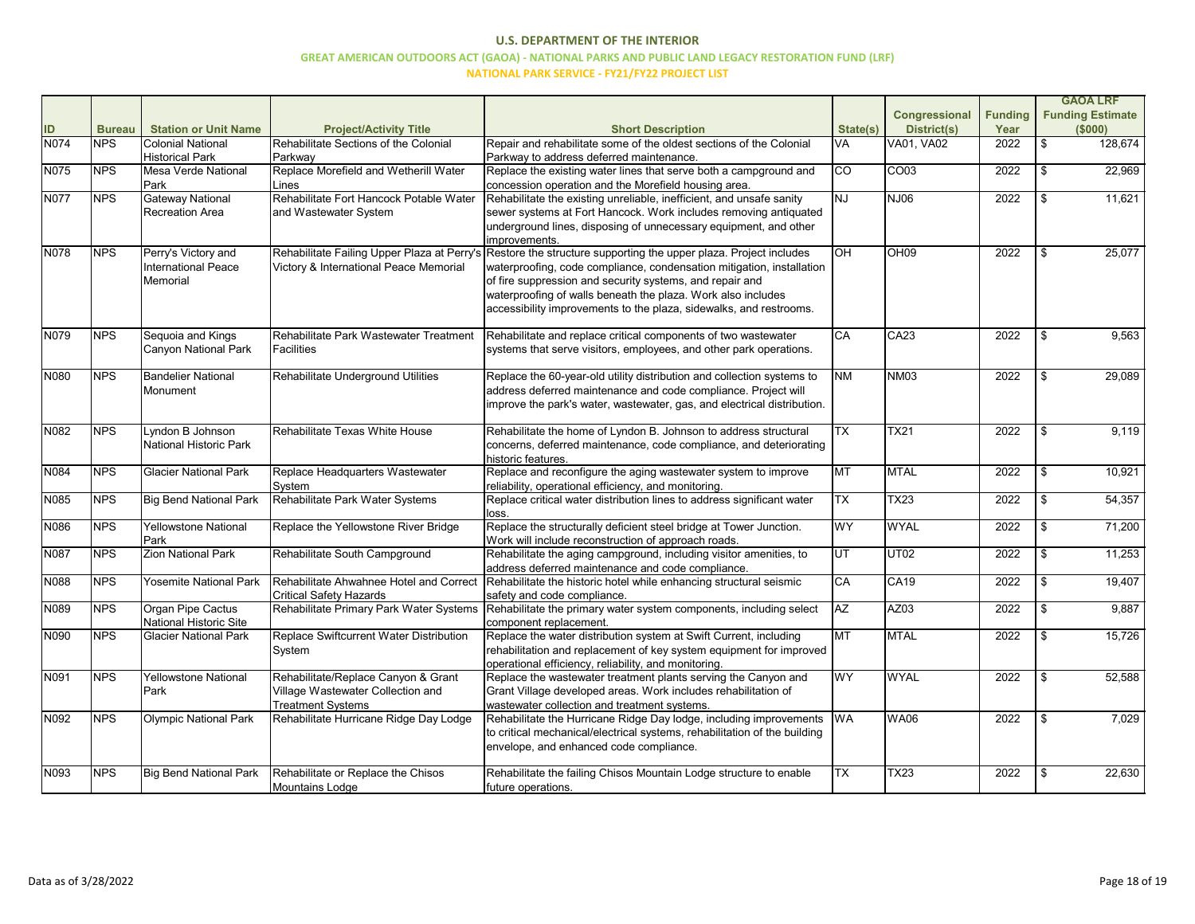# U.S. DEPARTMENT OF THE INTERIOR

## GREAT AMERICAN OUTDOORS ACT (GAOA) - NATIONAL PARKS AND PUBLIC LAND LEGACY RESTORATION FUND (LRF)

### NATIONAL PARK SERVICE - FY21/FY22 PROJECT LIST

| ID | Bureau | Station or Unit Name | Project/Activity Title | Short Description | State(s) | Congressional District(s) | Funding Year | GAOA LRF Funding Estimate ($000) |
|---|---|---|---|---|---|---|---|---|
| N074 | NPS | Colonial National Historical Park | Rehabilitate Sections of the Colonial Parkway | Repair and rehabilitate some of the oldest sections of the Colonial Parkway to address deferred maintenance. | VA | VA01, VA02 | 2022 | $ 128,674 |
| N075 | NPS | Mesa Verde National Park | Replace Morefield and Wetherill Water Lines | Replace the existing water lines that serve both a campground and concession operation and the Morefield housing area. | CO | CO03 | 2022 | $ 22,969 |
| N077 | NPS | Gateway National Recreation Area | Rehabilitate Fort Hancock Potable Water and Wastewater System | Rehabilitate the existing unreliable, inefficient, and unsafe sanity sewer systems at Fort Hancock. Work includes removing antiquated underground lines, disposing of unnecessary equipment, and other improvements. | NJ | NJ06 | 2022 | $ 11,621 |
| N078 | NPS | Perry's Victory and International Peace Memorial | Rehabilitate Failing Upper Plaza at Perry's Victory & International Peace Memorial | Restore the structure supporting the upper plaza. Project includes waterproofing, code compliance, condensation mitigation, installation of fire suppression and security systems, and repair and waterproofing of walls beneath the plaza. Work also includes accessibility improvements to the plaza, sidewalks, and restrooms. | OH | OH09 | 2022 | $ 25,077 |
| N079 | NPS | Sequoia and Kings Canyon National Park | Rehabilitate Park Wastewater Treatment Facilities | Rehabilitate and replace critical components of two wastewater systems that serve visitors, employees, and other park operations. | CA | CA23 | 2022 | $ 9,563 |
| N080 | NPS | Bandelier National Monument | Rehabilitate Underground Utilities | Replace the 60-year-old utility distribution and collection systems to address deferred maintenance and code compliance. Project will improve the park's water, wastewater, gas, and electrical distribution. | NM | NM03 | 2022 | $ 29,089 |
| N082 | NPS | Lyndon B Johnson National Historic Park | Rehabilitate Texas White House | Rehabilitate the home of Lyndon B. Johnson to address structural concerns, deferred maintenance, code compliance, and deteriorating historic features. | TX | TX21 | 2022 | $ 9,119 |
| N084 | NPS | Glacier National Park | Replace Headquarters Wastewater System | Replace and reconfigure the aging wastewater system to improve reliability, operational efficiency, and monitoring. | MT | MTAL | 2022 | $ 10,921 |
| N085 | NPS | Big Bend National Park | Rehabilitate Park Water Systems | Replace critical water distribution lines to address significant water loss. | TX | TX23 | 2022 | $ 54,357 |
| N086 | NPS | Yellowstone National Park | Replace the Yellowstone River Bridge | Replace the structurally deficient steel bridge at Tower Junction. Work will include reconstruction of approach roads. | WY | WYAL | 2022 | $ 71,200 |
| N087 | NPS | Zion National Park | Rehabilitate South Campground | Rehabilitate the aging campground, including visitor amenities, to address deferred maintenance and code compliance. | UT | UT02 | 2022 | $ 11,253 |
| N088 | NPS | Yosemite National Park | Rehabilitate Ahwahnee Hotel and Correct Critical Safety Hazards | Rehabilitate the historic hotel while enhancing structural seismic safety and code compliance. | CA | CA19 | 2022 | $ 19,407 |
| N089 | NPS | Organ Pipe Cactus National Historic Site | Rehabilitate Primary Park Water Systems | Rehabilitate the primary water system components, including select component replacement. | AZ | AZ03 | 2022 | $ 9,887 |
| N090 | NPS | Glacier National Park | Replace Swiftcurrent Water Distribution System | Replace the water distribution system at Swift Current, including rehabilitation and replacement of key system equipment for improved operational efficiency, reliability, and monitoring. | MT | MTAL | 2022 | $ 15,726 |
| N091 | NPS | Yellowstone National Park | Rehabilitate/Replace Canyon & Grant Village Wastewater Collection and Treatment Systems | Replace the wastewater treatment plants serving the Canyon and Grant Village developed areas. Work includes rehabilitation of wastewater collection and treatment systems. | WY | WYAL | 2022 | $ 52,588 |
| N092 | NPS | Olympic National Park | Rehabilitate Hurricane Ridge Day Lodge | Rehabilitate the Hurricane Ridge Day lodge, including improvements to critical mechanical/electrical systems, rehabilitation of the building envelope, and enhanced code compliance. | WA | WA06 | 2022 | $ 7,029 |
| N093 | NPS | Big Bend National Park | Rehabilitate or Replace the Chisos Mountains Lodge | Rehabilitate the failing Chisos Mountain Lodge structure to enable future operations. | TX | TX23 | 2022 | $ 22,630 |

Data as of 3/28/2022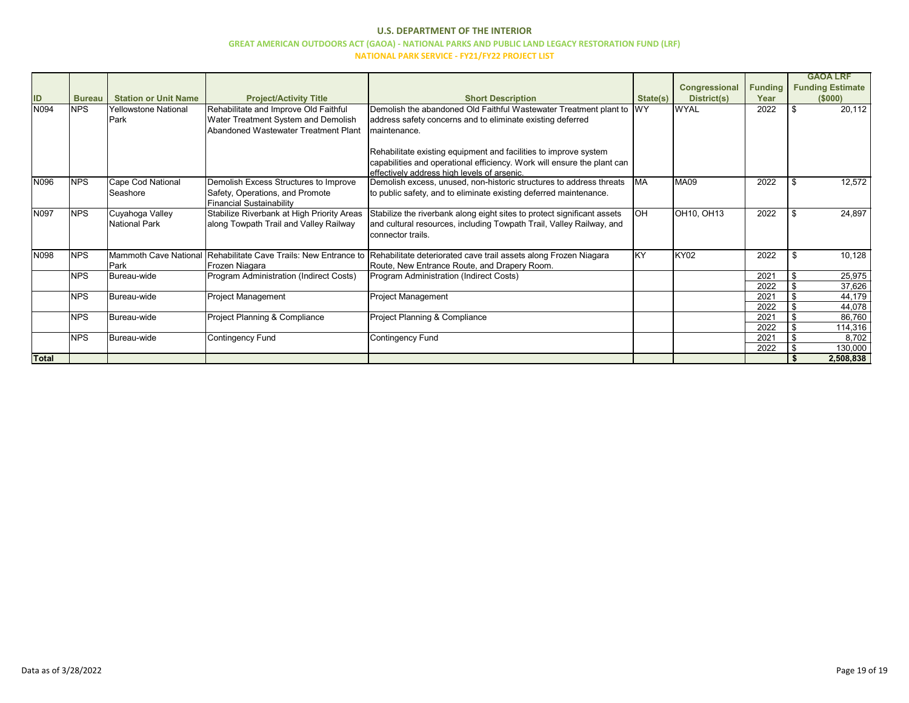# U.S. DEPARTMENT OF THE INTERIOR

## GREAT AMERICAN OUTDOORS ACT (GAOA) - NATIONAL PARKS AND PUBLIC LAND LEGACY RESTORATION FUND (LRF)

### NATIONAL PARK SERVICE - FY21/FY22 PROJECT LIST

| ID | Bureau | Station or Unit Name | Project/Activity Title | Short Description | State(s) | Congressional District(s) | Funding Year | GAOA LRF Funding Estimate ($000) |
|---|---|---|---|---|---|---|---|---|
| N094 | NPS | Yellowstone National Park | Rehabilitate and Improve Old Faithful Water Treatment System and Demolish Abandoned Wastewater Treatment Plant | Demolish the abandoned Old Faithful Wastewater Treatment plant to address safety concerns and to eliminate existing deferred maintenance. Rehabilitate existing equipment and facilities to improve system capabilities and operational efficiency. Work will ensure the plant can effectively address high levels of arsenic. | WY | WYAL | 2022 | $ 20,112 |
| N096 | NPS | Cape Cod National Seashore | Demolish Excess Structures to Improve Safety, Operations, and Promote Financial Sustainability | Demolish excess, unused, non-historic structures to address threats to public safety, and to eliminate existing deferred maintenance. | MA | MA09 | 2022 | $ 12,572 |
| N097 | NPS | Cuyahoga Valley National Park | Stabilize Riverbank at High Priority Areas along Towpath Trail and Valley Railway | Stabilize the riverbank along eight sites to protect significant assets and cultural resources, including Towpath Trail, Valley Railway, and connector trails. | OH | OH10, OH13 | 2022 | $ 24,897 |
| N098 | NPS | Mammoth Cave National Park | Rehabilitate Cave Trails: New Entrance to Frozen Niagara | Rehabilitate deteriorated cave trail assets along Frozen Niagara Route, New Entrance Route, and Drapery Room. | KY | KY02 | 2022 | $ 10,128 |
| | NPS | Bureau-wide | Program Administration (Indirect Costs) | Program Administration (Indirect Costs) | | | 2021 | $ 25,975 |
| | | | | | | | 2022 | $ 37,626 |
| | NPS | Bureau-wide | Project Management | Project Management | | | 2021 | $ 44,179 |
| | | | | | | | 2022 | $ 44,078 |
| | NPS | Bureau-wide | Project Planning & Compliance | Project Planning & Compliance | | | 2021 | $ 86,760 |
| | | | | | | | 2022 | $ 114,316 |
| | NPS | Bureau-wide | Contingency Fund | Contingency Fund | | | 2021 | $ 8,702 |
| | | | | | | | 2022 | $ 130,000 |
| **Total** | | | | | | | | **$ 2,508,838** |

Data as of 3/28/2022